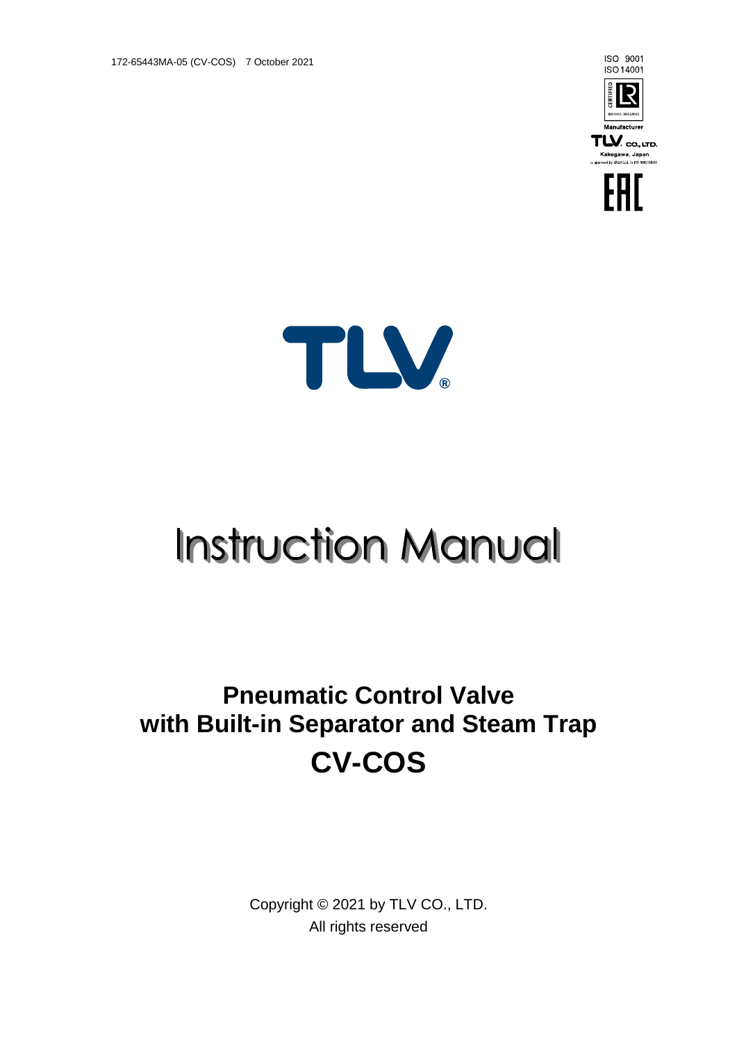172-65443MA-05 (CV-COS) 7 October 2021

ISO 9001
ISO 14001

CERTIFIED

Manufacturer
TLV CO., LTD.
Kakogawa, Japan

TLV®

# Instruction Manual

## Pneumatic Control Valve with Built-in Separator and Steam Trap

# CV-COS

Copyright © 2021 by TLV CO., LTD.
All rights reserved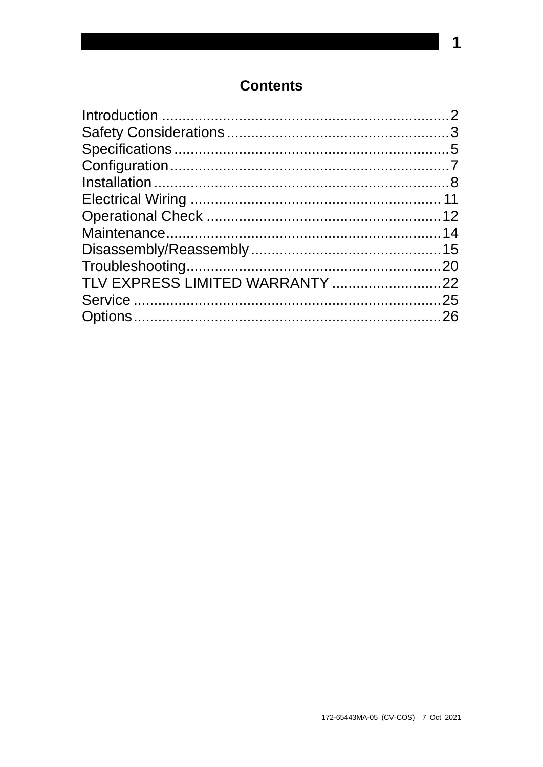# Contents

| | |
|---|---|
| Introduction | 2 |
| Safety Considerations | 3 |
| Specifications | 5 |
| Configuration | 7 |
| Installation | 8 |
| Electrical Wiring | 11 |
| Operational Check | 12 |
| Maintenance | 14 |
| Disassembly/Reassembly | 15 |
| Troubleshooting | 20 |
| TLV EXPRESS LIMITED WARRANTY | 22 |
| Service | 25 |
| Options | 26 |

172-65443MA-05 (CV-COS) 7 Oct 2021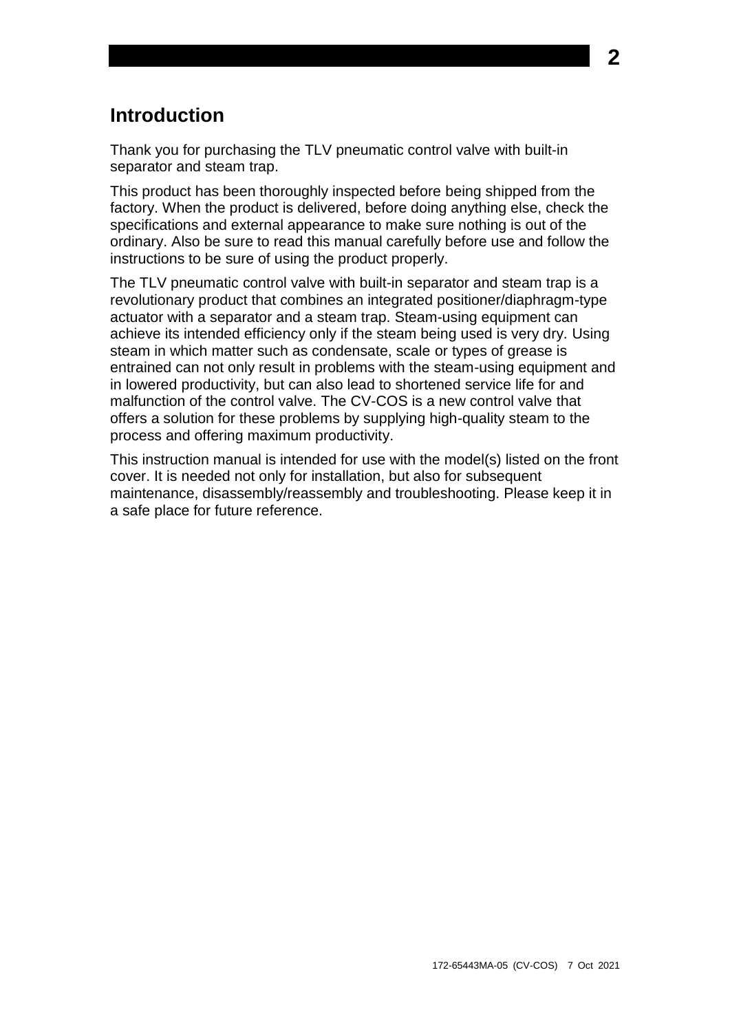## Introduction

Thank you for purchasing the TLV pneumatic control valve with built-in separator and steam trap.

This product has been thoroughly inspected before being shipped from the factory. When the product is delivered, before doing anything else, check the specifications and external appearance to make sure nothing is out of the ordinary. Also be sure to read this manual carefully before use and follow the instructions to be sure of using the product properly.

The TLV pneumatic control valve with built-in separator and steam trap is a revolutionary product that combines an integrated positioner/diaphragm-type actuator with a separator and a steam trap. Steam-using equipment can achieve its intended efficiency only if the steam being used is very dry. Using steam in which matter such as condensate, scale or types of grease is entrained can not only result in problems with the steam-using equipment and in lowered productivity, but can also lead to shortened service life for and malfunction of the control valve. The CV-COS is a new control valve that offers a solution for these problems by supplying high-quality steam to the process and offering maximum productivity.

This instruction manual is intended for use with the model(s) listed on the front cover. It is needed not only for installation, but also for subsequent maintenance, disassembly/reassembly and troubleshooting. Please keep it in a safe place for future reference.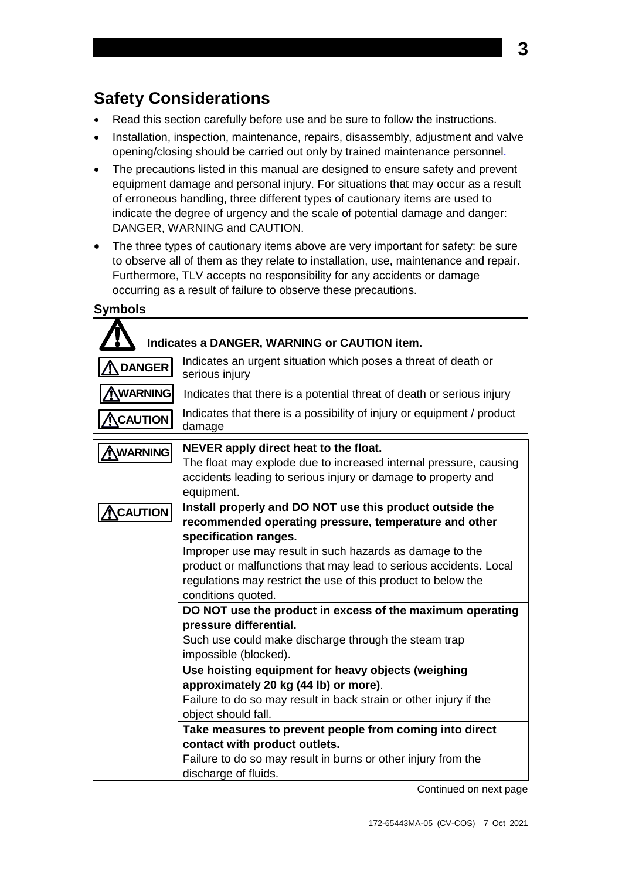## Safety Considerations

- Read this section carefully before use and be sure to follow the instructions.
- Installation, inspection, maintenance, repairs, disassembly, adjustment and valve opening/closing should be carried out only by trained maintenance personnel.
- The precautions listed in this manual are designed to ensure safety and prevent equipment damage and personal injury. For situations that may occur as a result of erroneous handling, three different types of cautionary items are used to indicate the degree of urgency and the scale of potential damage and danger: DANGER, WARNING and CAUTION.
- The three types of cautionary items above are very important for safety: be sure to observe all of them as they relate to installation, use, maintenance and repair. Furthermore, TLV accepts no responsibility for any accidents or damage occurring as a result of failure to observe these precautions.

### Symbols

| ⚠ | **Indicates a DANGER, WARNING or CAUTION item.** |
|---|---|
| ⚠ DANGER | Indicates an urgent situation which poses a threat of death or serious injury |
| ⚠ WARNING | Indicates that there is a potential threat of death or serious injury |
| ⚠ CAUTION | Indicates that there is a possibility of injury or equipment / product damage |

| | |
|---|---|
| ⚠ WARNING | **NEVER apply direct heat to the float.** The float may explode due to increased internal pressure, causing accidents leading to serious injury or damage to property and equipment. |
| ⚠ CAUTION | **Install properly and DO NOT use this product outside the recommended operating pressure, temperature and other specification ranges.** Improper use may result in such hazards as damage to the product or malfunctions that may lead to serious accidents. Local regulations may restrict the use of this product to below the conditions quoted. |
| | **DO NOT use the product in excess of the maximum operating pressure differential.** Such use could make discharge through the steam trap impossible (blocked). |
| | **Use hoisting equipment for heavy objects (weighing approximately 20 kg (44 lb) or more)**. Failure to do so may result in back strain or other injury if the object should fall. |
| | **Take measures to prevent people from coming into direct contact with product outlets.** Failure to do so may result in burns or other injury from the discharge of fluids. |

Continued on next page

172-65443MA-05 (CV-COS) 7 Oct 2021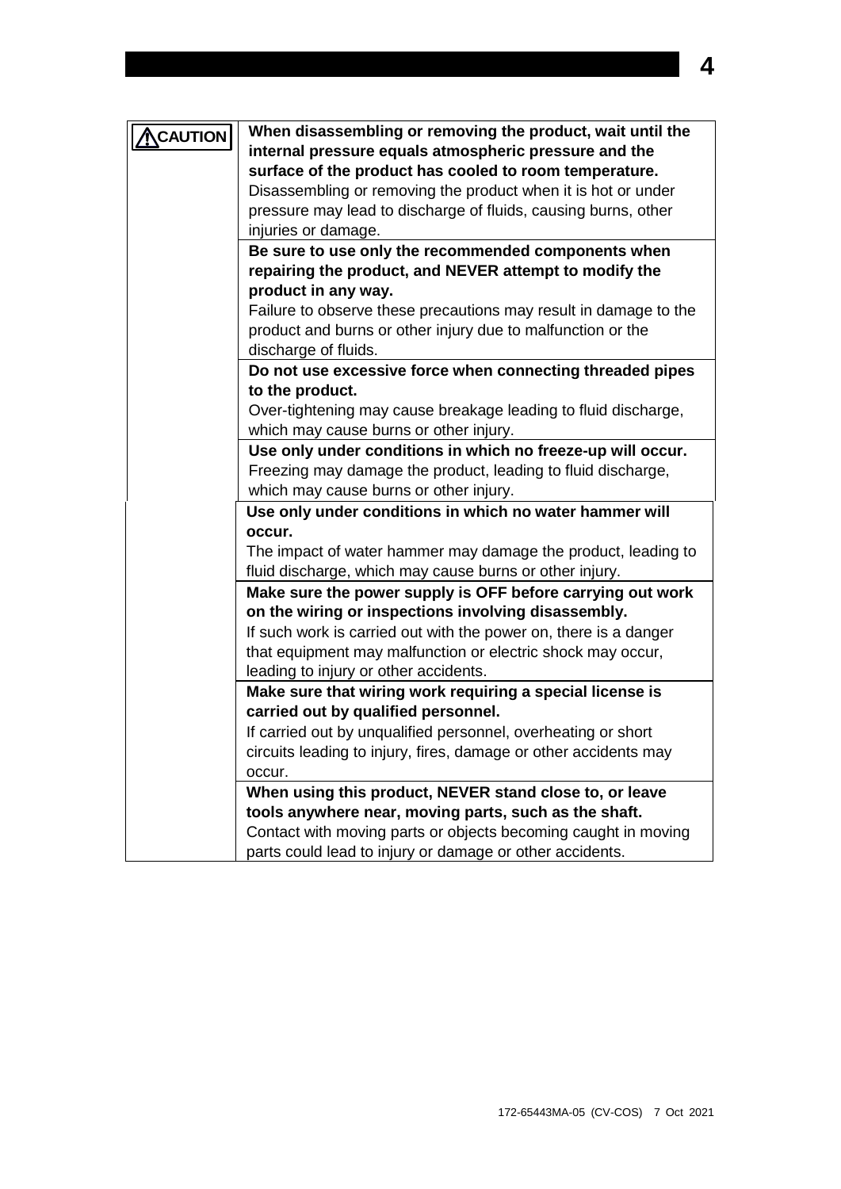| | |
|---|---|
| **⚠CAUTION** | **When disassembling or removing the product, wait until the internal pressure equals atmospheric pressure and the surface of the product has cooled to room temperature.** Disassembling or removing the product when it is hot or under pressure may lead to discharge of fluids, causing burns, other injuries or damage. |
| | **Be sure to use only the recommended components when repairing the product, and NEVER attempt to modify the product in any way.** Failure to observe these precautions may result in damage to the product and burns or other injury due to malfunction or the discharge of fluids. |
| | **Do not use excessive force when connecting threaded pipes to the product.** Over-tightening may cause breakage leading to fluid discharge, which may cause burns or other injury. |
| | **Use only under conditions in which no freeze-up will occur.** Freezing may damage the product, leading to fluid discharge, which may cause burns or other injury. |
| | **Use only under conditions in which no water hammer will occur.** The impact of water hammer may damage the product, leading to fluid discharge, which may cause burns or other injury. |
| | **Make sure the power supply is OFF before carrying out work on the wiring or inspections involving disassembly.** If such work is carried out with the power on, there is a danger that equipment may malfunction or electric shock may occur, leading to injury or other accidents. |
| | **Make sure that wiring work requiring a special license is carried out by qualified personnel.** If carried out by unqualified personnel, overheating or short circuits leading to injury, fires, damage or other accidents may occur. |
| | **When using this product, NEVER stand close to, or leave tools anywhere near, moving parts, such as the shaft.** Contact with moving parts or objects becoming caught in moving parts could lead to injury or damage or other accidents. |

172-65443MA-05 (CV-COS) 7 Oct 2021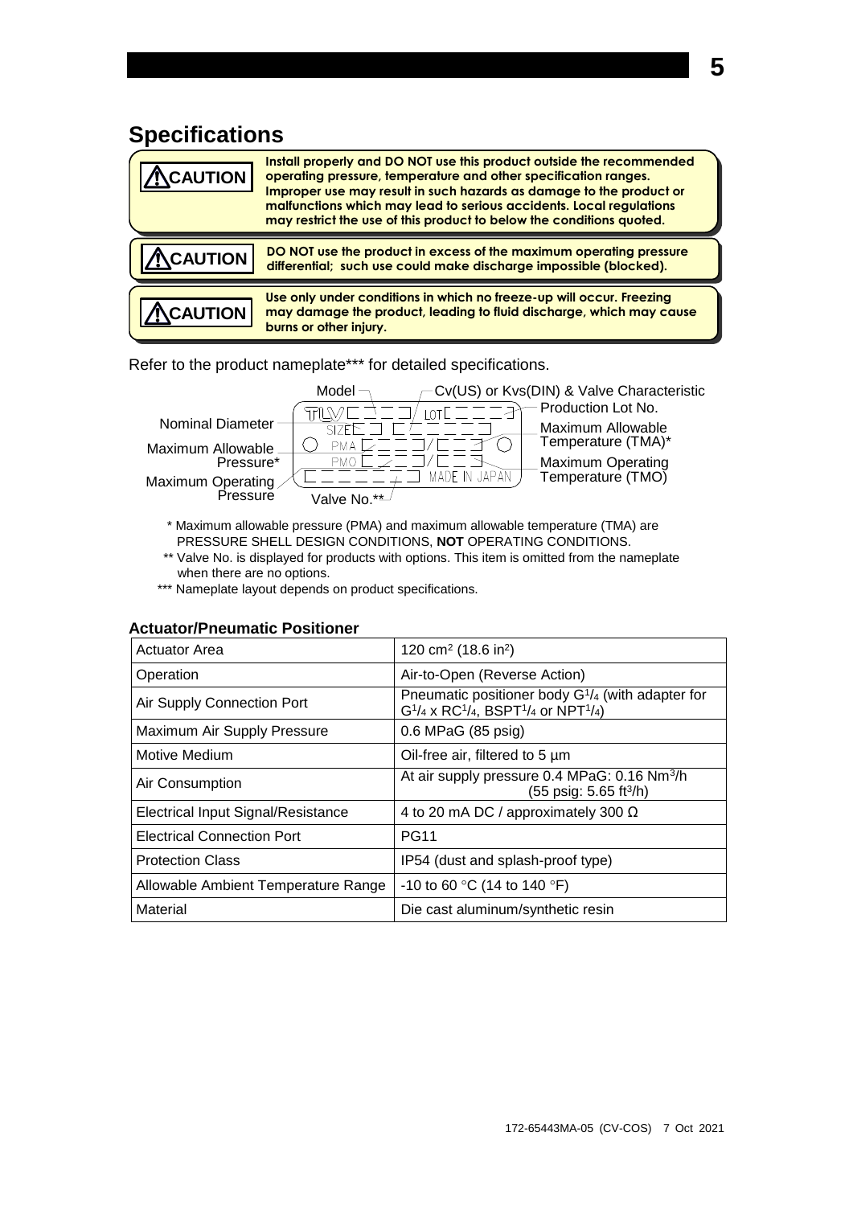# Specifications

> **⚠CAUTION** Install properly and DO NOT use this product outside the recommended operating pressure, temperature and other specification ranges. Improper use may result in such hazards as damage to the product or malfunctions which may lead to serious accidents. Local regulations may restrict the use of this product to below the conditions quoted.

> **⚠CAUTION** DO NOT use the product in excess of the maximum operating pressure differential; such use could make discharge impossible (blocked).

> **⚠CAUTION** Use only under conditions in which no freeze-up will occur. Freezing may damage the product, leading to fluid discharge, which may cause burns or other injury.

Refer to the product nameplate*** for detailed specifications.

Nameplate fields: Model; Cv(US) or Kvs(DIN) & Valve Characteristic; Production Lot No. (LOT); Nominal Diameter (SIZE); Maximum Allowable Pressure* (PMA); Maximum Allowable Temperature (TMA)*; Maximum Operating Pressure (PMO); Maximum Operating Temperature (TMO); Valve No.**; MADE IN JAPAN

\* Maximum allowable pressure (PMA) and maximum allowable temperature (TMA) are PRESSURE SHELL DESIGN CONDITIONS, **NOT** OPERATING CONDITIONS.

\*\* Valve No. is displayed for products with options. This item is omitted from the nameplate when there are no options.

\*\*\* Nameplate layout depends on product specifications.

### Actuator/Pneumatic Positioner

| | |
|---|---|
| Actuator Area | 120 cm² (18.6 in²) |
| Operation | Air-to-Open (Reverse Action) |
| Air Supply Connection Port | Pneumatic positioner body G¼ (with adapter for G¼ x RC¼, BSPT¼ or NPT¼) |
| Maximum Air Supply Pressure | 0.6 MPaG (85 psig) |
| Motive Medium | Oil-free air, filtered to 5 µm |
| Air Consumption | At air supply pressure 0.4 MPaG: 0.16 Nm³/h (55 psig: 5.65 ft³/h) |
| Electrical Input Signal/Resistance | 4 to 20 mA DC / approximately 300 Ω |
| Electrical Connection Port | PG11 |
| Protection Class | IP54 (dust and splash-proof type) |
| Allowable Ambient Temperature Range | -10 to 60 °C (14 to 140 °F) |
| Material | Die cast aluminum/synthetic resin |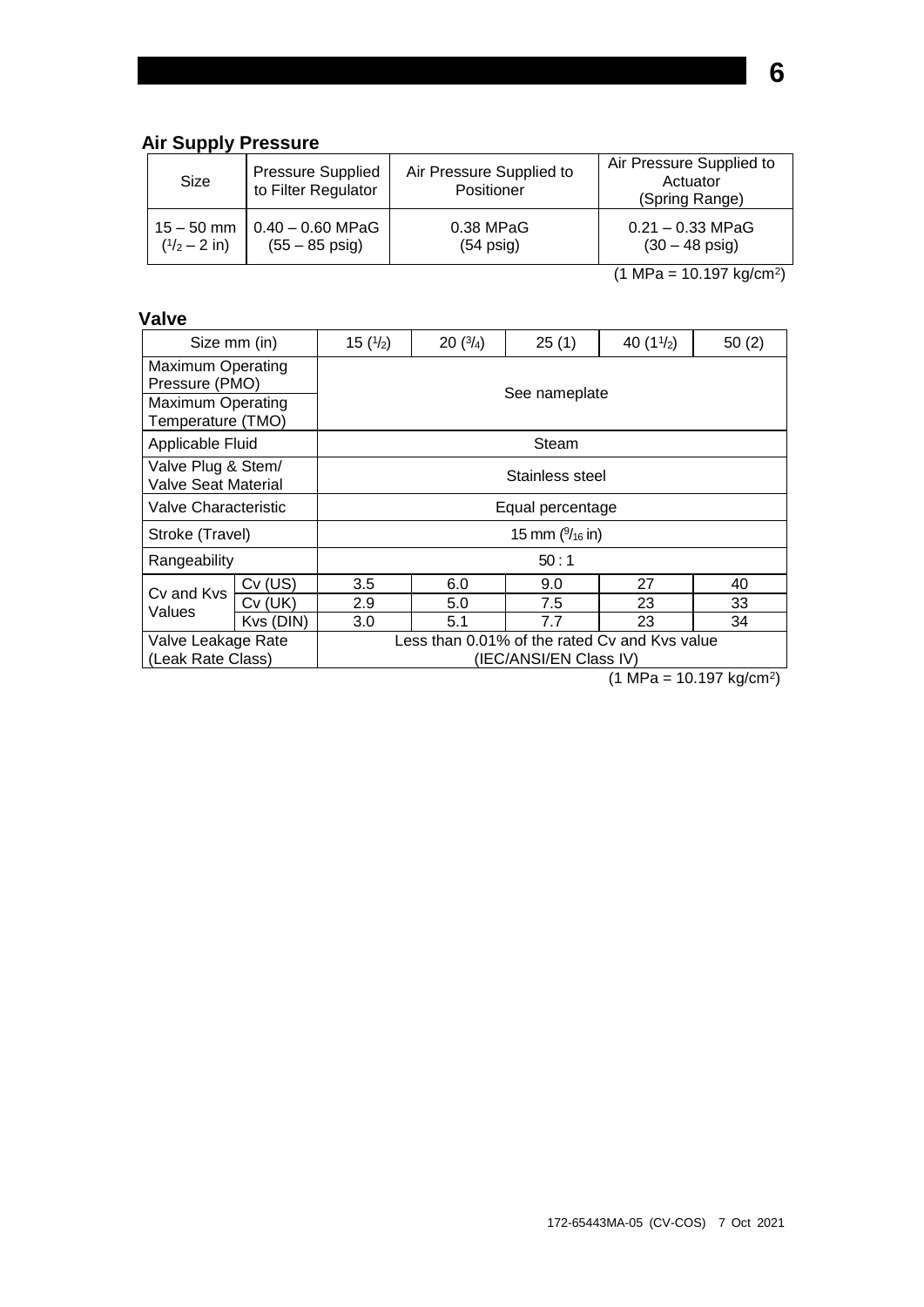## Air Supply Pressure

| Size | Pressure Supplied to Filter Regulator | Air Pressure Supplied to Positioner | Air Pressure Supplied to Actuator (Spring Range) |
|---|---|---|---|
| 15 – 50 mm ($^1/_2$ – 2 in) | 0.40 – 0.60 MPaG (55 – 85 psig) | 0.38 MPaG (54 psig) | 0.21 – 0.33 MPaG (30 – 48 psig) |

(1 MPa = 10.197 kg/cm²)

## Valve

| Size mm (in) | | 15 ($^1/_2$) | 20 ($^3/_4$) | 25 (1) | 40 (1$^1/_2$) | 50 (2) |
|---|---|---|---|---|---|---|
| Maximum Operating Pressure (PMO) | | See nameplate | | | | |
| Maximum Operating Temperature (TMO) | | See nameplate | | | | |
| Applicable Fluid | | Steam | | | | |
| Valve Plug & Stem/ Valve Seat Material | | Stainless steel | | | | |
| Valve Characteristic | | Equal percentage | | | | |
| Stroke (Travel) | | 15 mm ($^9/_{16}$ in) | | | | |
| Rangeability | | 50 : 1 | | | | |
| Cv and Kvs Values | Cv (US) | 3.5 | 6.0 | 9.0 | 27 | 40 |
| | Cv (UK) | 2.9 | 5.0 | 7.5 | 23 | 33 |
| | Kvs (DIN) | 3.0 | 5.1 | 7.7 | 23 | 34 |
| Valve Leakage Rate (Leak Rate Class) | | Less than 0.01% of the rated Cv and Kvs value (IEC/ANSI/EN Class IV) | | | | |

(1 MPa = 10.197 kg/cm²)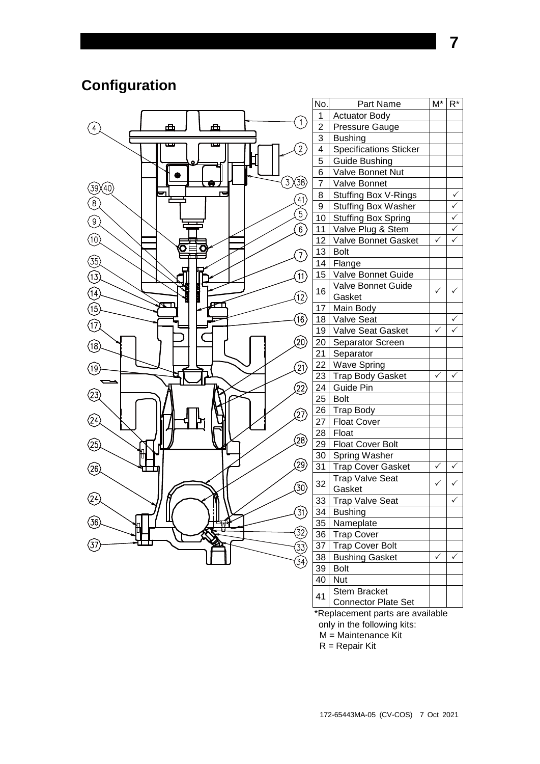## Configuration

| No. | Part Name | M* | R* |
|---|---|---|---|
| 1 | Actuator Body | | |
| 2 | Pressure Gauge | | |
| 3 | Bushing | | |
| 4 | Specifications Sticker | | |
| 5 | Guide Bushing | | |
| 6 | Valve Bonnet Nut | | |
| 7 | Valve Bonnet | | |
| 8 | Stuffing Box V-Rings | | ✓ |
| 9 | Stuffing Box Washer | | ✓ |
| 10 | Stuffing Box Spring | | ✓ |
| 11 | Valve Plug & Stem | | ✓ |
| 12 | Valve Bonnet Gasket | ✓ | ✓ |
| 13 | Bolt | | |
| 14 | Flange | | |
| 15 | Valve Bonnet Guide | | |
| 16 | Valve Bonnet Guide Gasket | ✓ | ✓ |
| 17 | Main Body | | |
| 18 | Valve Seat | | ✓ |
| 19 | Valve Seat Gasket | ✓ | ✓ |
| 20 | Separator Screen | | |
| 21 | Separator | | |
| 22 | Wave Spring | | |
| 23 | Trap Body Gasket | ✓ | ✓ |
| 24 | Guide Pin | | |
| 25 | Bolt | | |
| 26 | Trap Body | | |
| 27 | Float Cover | | |
| 28 | Float | | |
| 29 | Float Cover Bolt | | |
| 30 | Spring Washer | | |
| 31 | Trap Cover Gasket | ✓ | ✓ |
| 32 | Trap Valve Seat Gasket | ✓ | ✓ |
| 33 | Trap Valve Seat | | ✓ |
| 34 | Bushing | | |
| 35 | Nameplate | | |
| 36 | Trap Cover | | |
| 37 | Trap Cover Bolt | | |
| 38 | Bushing Gasket | ✓ | ✓ |
| 39 | Bolt | | |
| 40 | Nut | | |
| 41 | Stem Bracket Connector Plate Set | | |

*Replacement parts are available only in the following kits:
M = Maintenance Kit
R = Repair Kit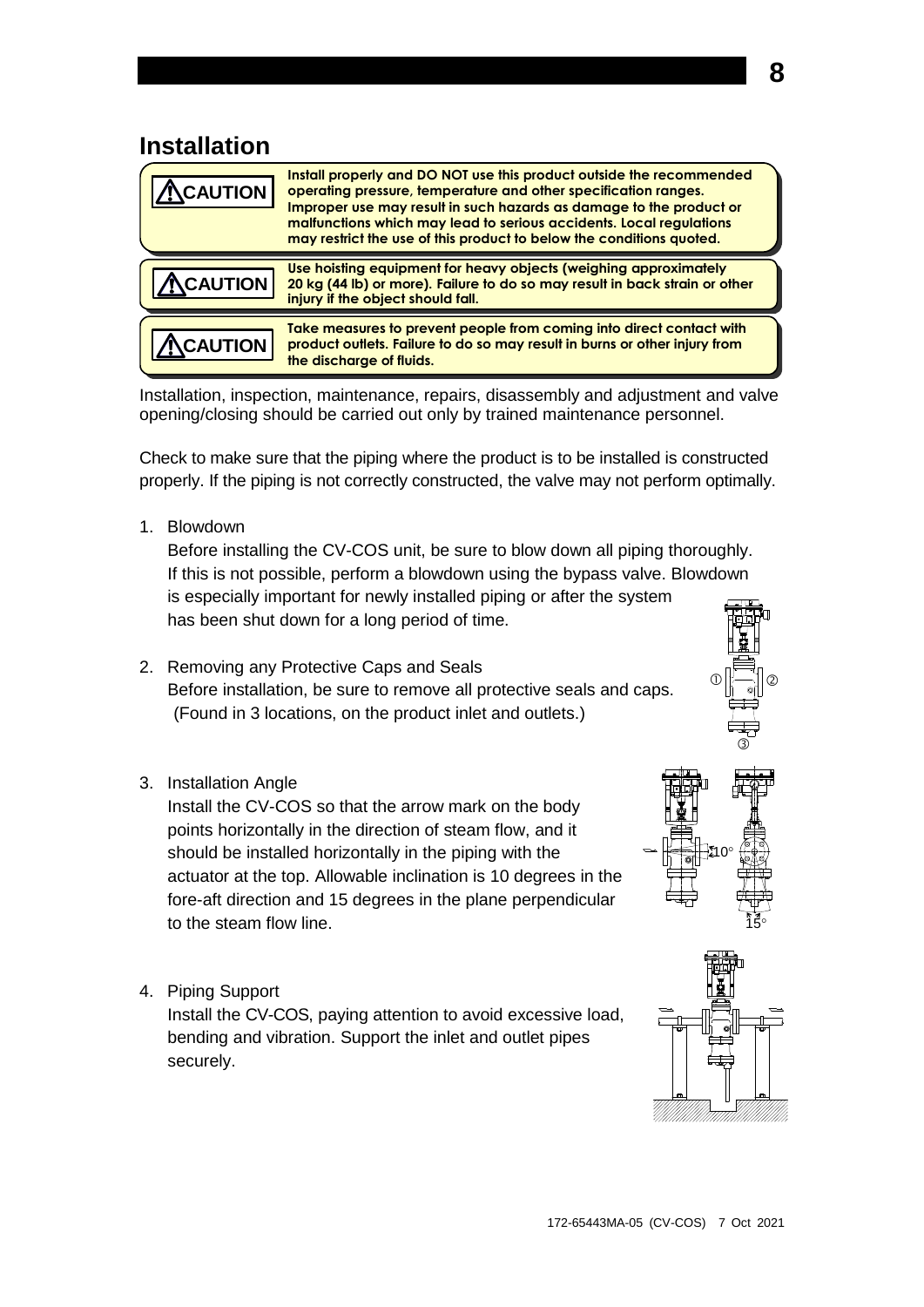# Installation

| | |
|---|---|
| **⚠CAUTION** | **Install properly and DO NOT use this product outside the recommended operating pressure, temperature and other specification ranges. Improper use may result in such hazards as damage to the product or malfunctions which may lead to serious accidents. Local regulations may restrict the use of this product to below the conditions quoted.** |
| **⚠CAUTION** | **Use hoisting equipment for heavy objects (weighing approximately 20 kg (44 lb) or more). Failure to do so may result in back strain or other injury if the object should fall.** |
| **⚠CAUTION** | **Take measures to prevent people from coming into direct contact with product outlets. Failure to do so may result in burns or other injury from the discharge of fluids.** |

Installation, inspection, maintenance, repairs, disassembly and adjustment and valve opening/closing should be carried out only by trained maintenance personnel.

Check to make sure that the piping where the product is to be installed is constructed properly. If the piping is not correctly constructed, the valve may not perform optimally.

1. Blowdown

   Before installing the CV-COS unit, be sure to blow down all piping thoroughly. If this is not possible, perform a blowdown using the bypass valve. Blowdown is especially important for newly installed piping or after the system has been shut down for a long period of time.

2. Removing any Protective Caps and Seals

   Before installation, be sure to remove all protective seals and caps. (Found in 3 locations, on the product inlet and outlets.)

3. Installation Angle

   Install the CV-COS so that the arrow mark on the body points horizontally in the direction of steam flow, and it should be installed horizontally in the piping with the actuator at the top. Allowable inclination is 10 degrees in the fore-aft direction and 15 degrees in the plane perpendicular to the steam flow line.

4. Piping Support

   Install the CV-COS, paying attention to avoid excessive load, bending and vibration. Support the inlet and outlet pipes securely.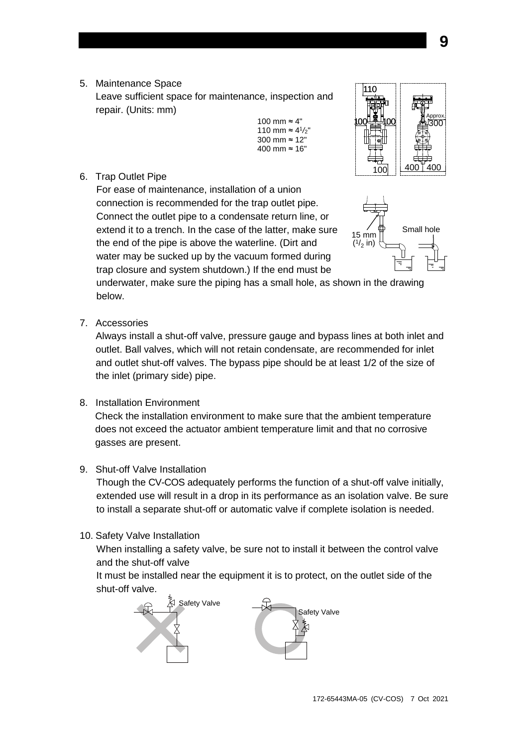5. Maintenance Space

   Leave sufficient space for maintenance, inspection and repair. (Units: mm)

   100 mm ≈ 4"
   110 mm ≈ 4 1/2"
   300 mm ≈ 12"
   400 mm ≈ 16"

6. Trap Outlet Pipe

   For ease of maintenance, installation of a union connection is recommended for the trap outlet pipe. Connect the outlet pipe to a condensate return line, or extend it to a trench. In the case of the latter, make sure the end of the pipe is above the waterline. (Dirt and water may be sucked up by the vacuum formed during trap closure and system shutdown.) If the end must be underwater, make sure the piping has a small hole, as shown in the drawing below.

7. Accessories

   Always install a shut-off valve, pressure gauge and bypass lines at both inlet and outlet. Ball valves, which will not retain condensate, are recommended for inlet and outlet shut-off valves. The bypass pipe should be at least 1/2 of the size of the inlet (primary side) pipe.

8. Installation Environment

   Check the installation environment to make sure that the ambient temperature does not exceed the actuator ambient temperature limit and that no corrosive gasses are present.

9. Shut-off Valve Installation

   Though the CV-COS adequately performs the function of a shut-off valve initially, extended use will result in a drop in its performance as an isolation valve. Be sure to install a separate shut-off or automatic valve if complete isolation is needed.

10. Safety Valve Installation

    When installing a safety valve, be sure not to install it between the control valve and the shut-off valve

    It must be installed near the equipment it is to protect, on the outlet side of the shut-off valve.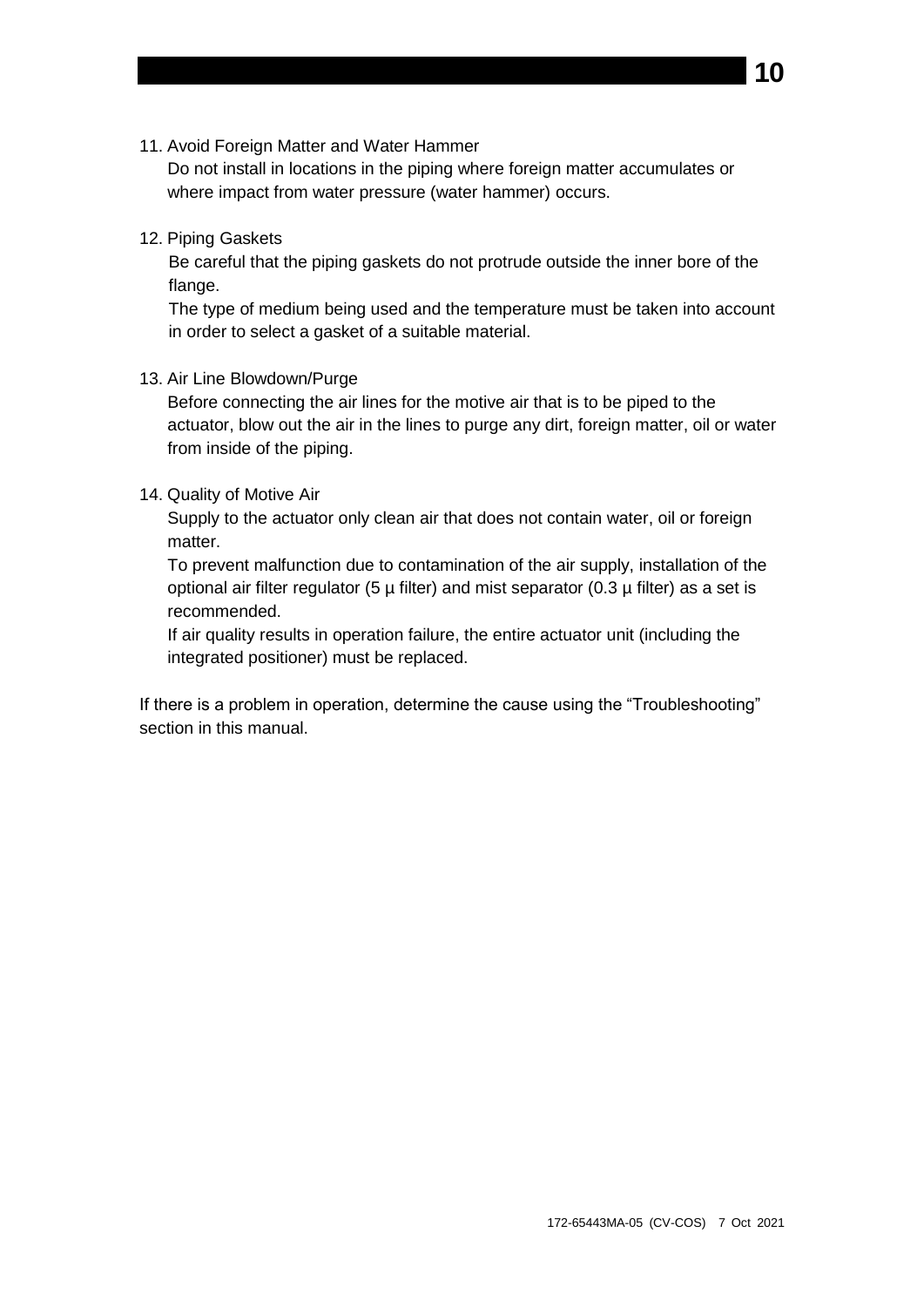11. Avoid Foreign Matter and Water Hammer

    Do not install in locations in the piping where foreign matter accumulates or where impact from water pressure (water hammer) occurs.

12. Piping Gaskets

    Be careful that the piping gaskets do not protrude outside the inner bore of the flange.

    The type of medium being used and the temperature must be taken into account in order to select a gasket of a suitable material.

13. Air Line Blowdown/Purge

    Before connecting the air lines for the motive air that is to be piped to the actuator, blow out the air in the lines to purge any dirt, foreign matter, oil or water from inside of the piping.

14. Quality of Motive Air

    Supply to the actuator only clean air that does not contain water, oil or foreign matter.

    To prevent malfunction due to contamination of the air supply, installation of the optional air filter regulator (5 μ filter) and mist separator (0.3 μ filter) as a set is recommended.

    If air quality results in operation failure, the entire actuator unit (including the integrated positioner) must be replaced.

If there is a problem in operation, determine the cause using the “Troubleshooting” section in this manual.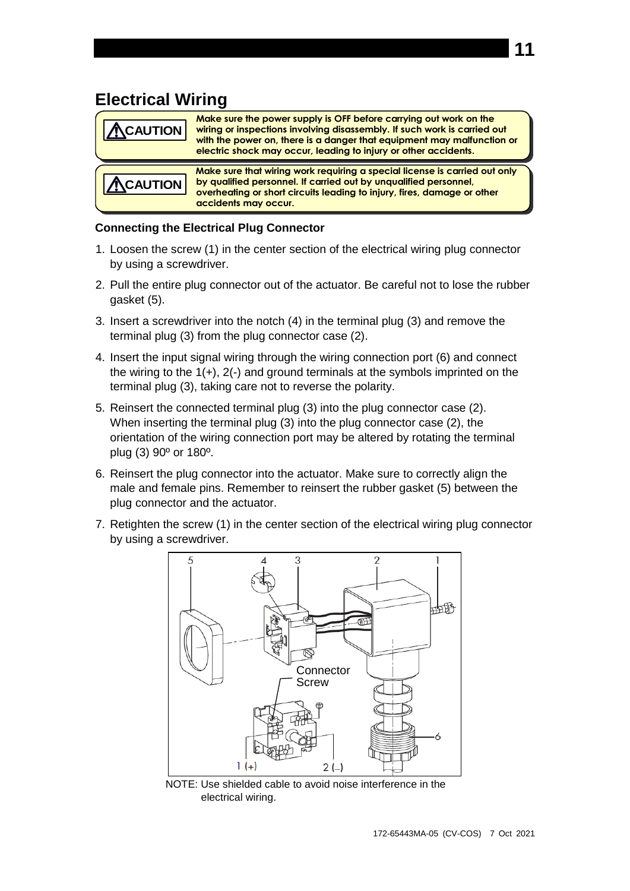# Electrical Wiring

> ⚠CAUTION
> **Make sure the power supply is OFF before carrying out work on the wiring or inspections involving disassembly. If such work is carried out with the power on, there is a danger that equipment may malfunction or electric shock may occur, leading to injury or other accidents.**

> ⚠CAUTION
> **Make sure that wiring work requiring a special license is carried out only by qualified personnel. If carried out by unqualified personnel, overheating or short circuits leading to injury, fires, damage or other accidents may occur.**

### Connecting the Electrical Plug Connector

1. Loosen the screw (1) in the center section of the electrical wiring plug connector by using a screwdriver.
2. Pull the entire plug connector out of the actuator. Be careful not to lose the rubber gasket (5).
3. Insert a screwdriver into the notch (4) in the terminal plug (3) and remove the terminal plug (3) from the plug connector case (2).
4. Insert the input signal wiring through the wiring connection port (6) and connect the wiring to the 1(+), 2(-) and ground terminals at the symbols imprinted on the terminal plug (3), taking care not to reverse the polarity.
5. Reinsert the connected terminal plug (3) into the plug connector case (2). When inserting the terminal plug (3) into the plug connector case (2), the orientation of the wiring connection port may be altered by rotating the terminal plug (3) 90º or 180º.
6. Reinsert the plug connector into the actuator. Make sure to correctly align the male and female pins. Remember to reinsert the rubber gasket (5) between the plug connector and the actuator.
7. Retighten the screw (1) in the center section of the electrical wiring plug connector by using a screwdriver.

NOTE: Use shielded cable to avoid noise interference in the electrical wiring.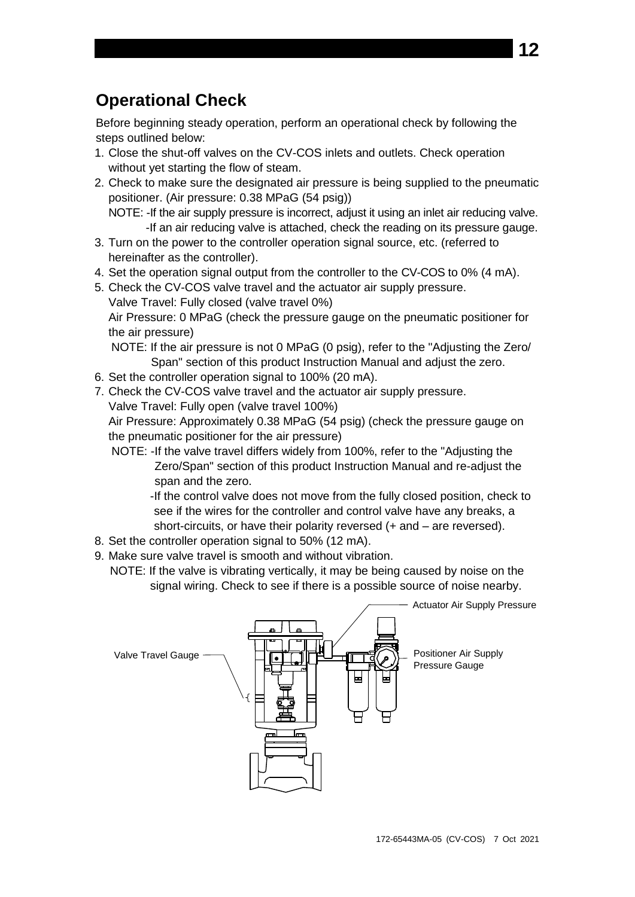## Operational Check

Before beginning steady operation, perform an operational check by following the steps outlined below:

1. Close the shut-off valves on the CV-COS inlets and outlets. Check operation without yet starting the flow of steam.
2. Check to make sure the designated air pressure is being supplied to the pneumatic positioner. (Air pressure: 0.38 MPaG (54 psig))
   NOTE: -If the air supply pressure is incorrect, adjust it using an inlet air reducing valve.
   -If an air reducing valve is attached, check the reading on its pressure gauge.
3. Turn on the power to the controller operation signal source, etc. (referred to hereinafter as the controller).
4. Set the operation signal output from the controller to the CV-COS to 0% (4 mA).
5. Check the CV-COS valve travel and the actuator air supply pressure.
   Valve Travel: Fully closed (valve travel 0%)
   Air Pressure: 0 MPaG (check the pressure gauge on the pneumatic positioner for the air pressure)
   NOTE: If the air pressure is not 0 MPaG (0 psig), refer to the "Adjusting the Zero/Span" section of this product Instruction Manual and adjust the zero.
6. Set the controller operation signal to 100% (20 mA).
7. Check the CV-COS valve travel and the actuator air supply pressure.
   Valve Travel: Fully open (valve travel 100%)
   Air Pressure: Approximately 0.38 MPaG (54 psig) (check the pressure gauge on the pneumatic positioner for the air pressure)
   NOTE: -If the valve travel differs widely from 100%, refer to the "Adjusting the Zero/Span" section of this product Instruction Manual and re-adjust the span and the zero.
   -If the control valve does not move from the fully closed position, check to see if the wires for the controller and control valve have any breaks, a short-circuits, or have their polarity reversed (+ and – are reversed).
8. Set the controller operation signal to 50% (12 mA).
9. Make sure valve travel is smooth and without vibration.
   NOTE: If the valve is vibrating vertically, it may be being caused by noise on the signal wiring. Check to see if there is a possible source of noise nearby.

Valve Travel Gauge

Actuator Air Supply Pressure

Positioner Air Supply Pressure Gauge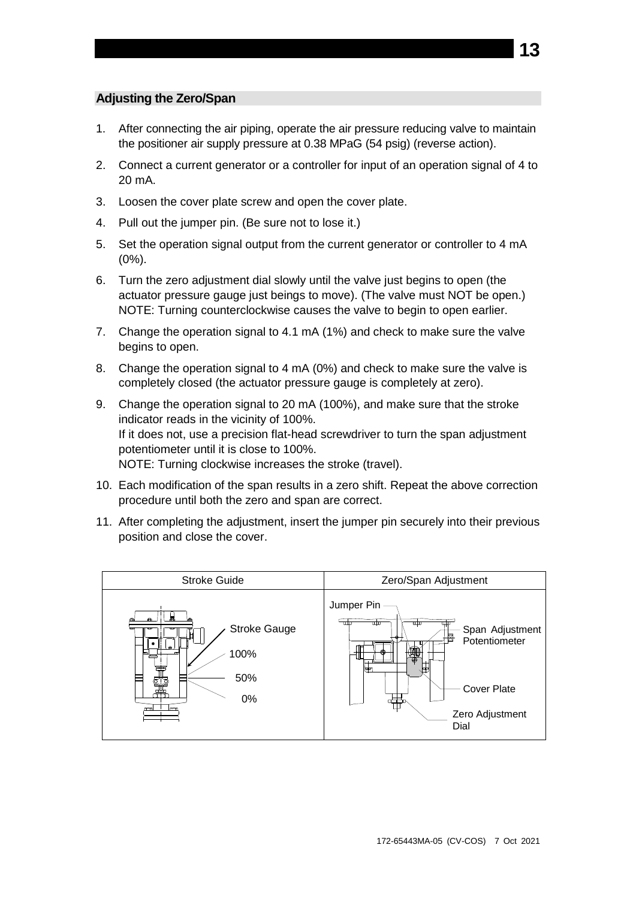## Adjusting the Zero/Span

1. After connecting the air piping, operate the air pressure reducing valve to maintain the positioner air supply pressure at 0.38 MPaG (54 psig) (reverse action).
2. Connect a current generator or a controller for input of an operation signal of 4 to 20 mA.
3. Loosen the cover plate screw and open the cover plate.
4. Pull out the jumper pin. (Be sure not to lose it.)
5. Set the operation signal output from the current generator or controller to 4 mA (0%).
6. Turn the zero adjustment dial slowly until the valve just begins to open (the actuator pressure gauge just beings to move). (The valve must NOT be open.)
   NOTE: Turning counterclockwise causes the valve to begin to open earlier.
7. Change the operation signal to 4.1 mA (1%) and check to make sure the valve begins to open.
8. Change the operation signal to 4 mA (0%) and check to make sure the valve is completely closed (the actuator pressure gauge is completely at zero).
9. Change the operation signal to 20 mA (100%), and make sure that the stroke indicator reads in the vicinity of 100%.
   If it does not, use a precision flat-head screwdriver to turn the span adjustment potentiometer until it is close to 100%.
   NOTE: Turning clockwise increases the stroke (travel).
10. Each modification of the span results in a zero shift. Repeat the above correction procedure until both the zero and span are correct.
11. After completing the adjustment, insert the jumper pin securely into their previous position and close the cover.

| Stroke Guide | Zero/Span Adjustment |
|---|---|
| Stroke Gauge<br>100%<br>50%<br>0% | Jumper Pin<br>Span Adjustment Potentiometer<br>Cover Plate<br>Zero Adjustment Dial |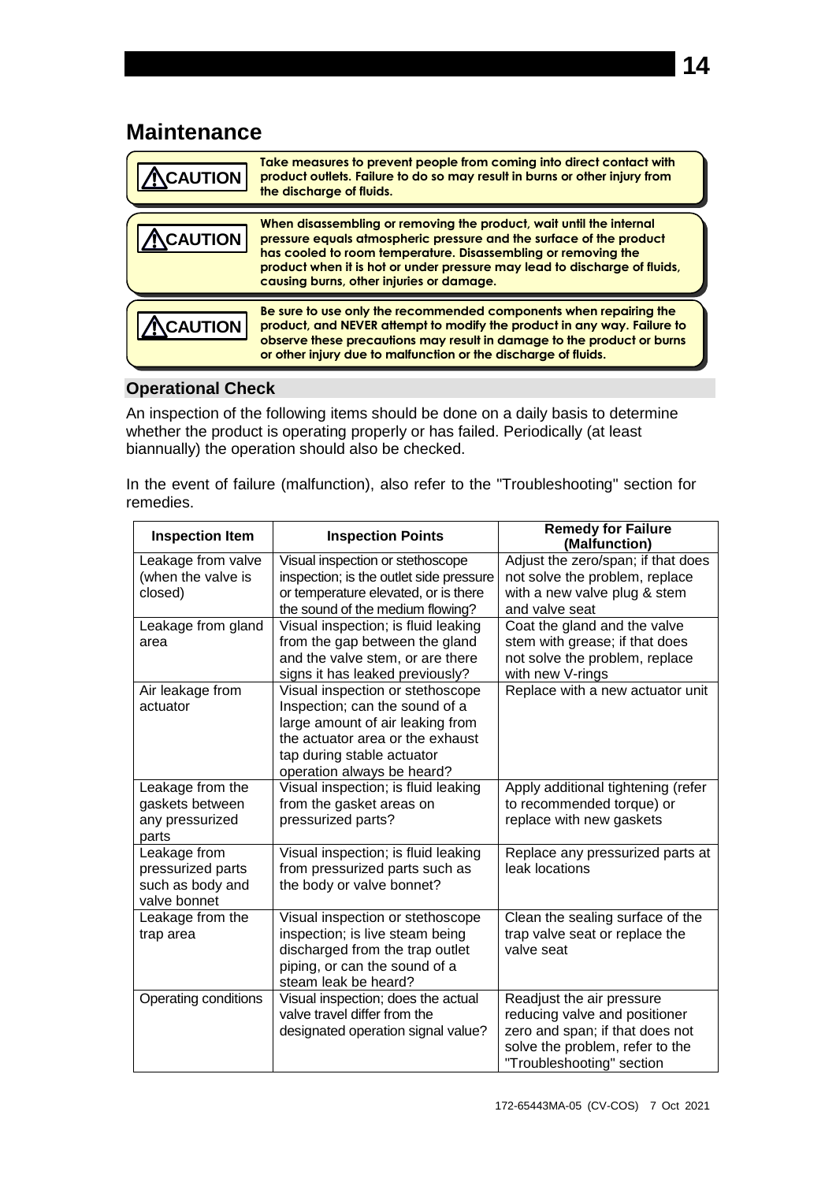# Maintenance

> ⚠**CAUTION** **Take measures to prevent people from coming into direct contact with product outlets. Failure to do so may result in burns or other injury from the discharge of fluids.**

> ⚠**CAUTION** **When disassembling or removing the product, wait until the internal pressure equals atmospheric pressure and the surface of the product has cooled to room temperature. Disassembling or removing the product when it is hot or under pressure may lead to discharge of fluids, causing burns, other injuries or damage.**

> ⚠**CAUTION** **Be sure to use only the recommended components when repairing the product, and NEVER attempt to modify the product in any way. Failure to observe these precautions may result in damage to the product or burns or other injury due to malfunction or the discharge of fluids.**

## Operational Check

An inspection of the following items should be done on a daily basis to determine whether the product is operating properly or has failed. Periodically (at least biannually) the operation should also be checked.

In the event of failure (malfunction), also refer to the "Troubleshooting" section for remedies.

| Inspection Item | Inspection Points | Remedy for Failure (Malfunction) |
|---|---|---|
| Leakage from valve (when the valve is closed) | Visual inspection or stethoscope inspection; is the outlet side pressure or temperature elevated, or is there the sound of the medium flowing? | Adjust the zero/span; if that does not solve the problem, replace with a new valve plug & stem and valve seat |
| Leakage from gland area | Visual inspection; is fluid leaking from the gap between the gland and the valve stem, or are there signs it has leaked previously? | Coat the gland and the valve stem with grease; if that does not solve the problem, replace with new V-rings |
| Air leakage from actuator | Visual inspection or stethoscope Inspection; can the sound of a large amount of air leaking from the actuator area or the exhaust tap during stable actuator operation always be heard? | Replace with a new actuator unit |
| Leakage from the gaskets between any pressurized parts | Visual inspection; is fluid leaking from the gasket areas on pressurized parts? | Apply additional tightening (refer to recommended torque) or replace with new gaskets |
| Leakage from pressurized parts such as body and valve bonnet | Visual inspection; is fluid leaking from pressurized parts such as the body or valve bonnet? | Replace any pressurized parts at leak locations |
| Leakage from the trap area | Visual inspection or stethoscope inspection; is live steam being discharged from the trap outlet piping, or can the sound of a steam leak be heard? | Clean the sealing surface of the trap valve seat or replace the valve seat |
| Operating conditions | Visual inspection; does the actual valve travel differ from the designated operation signal value? | Readjust the air pressure reducing valve and positioner zero and span; if that does not solve the problem, refer to the "Troubleshooting" section |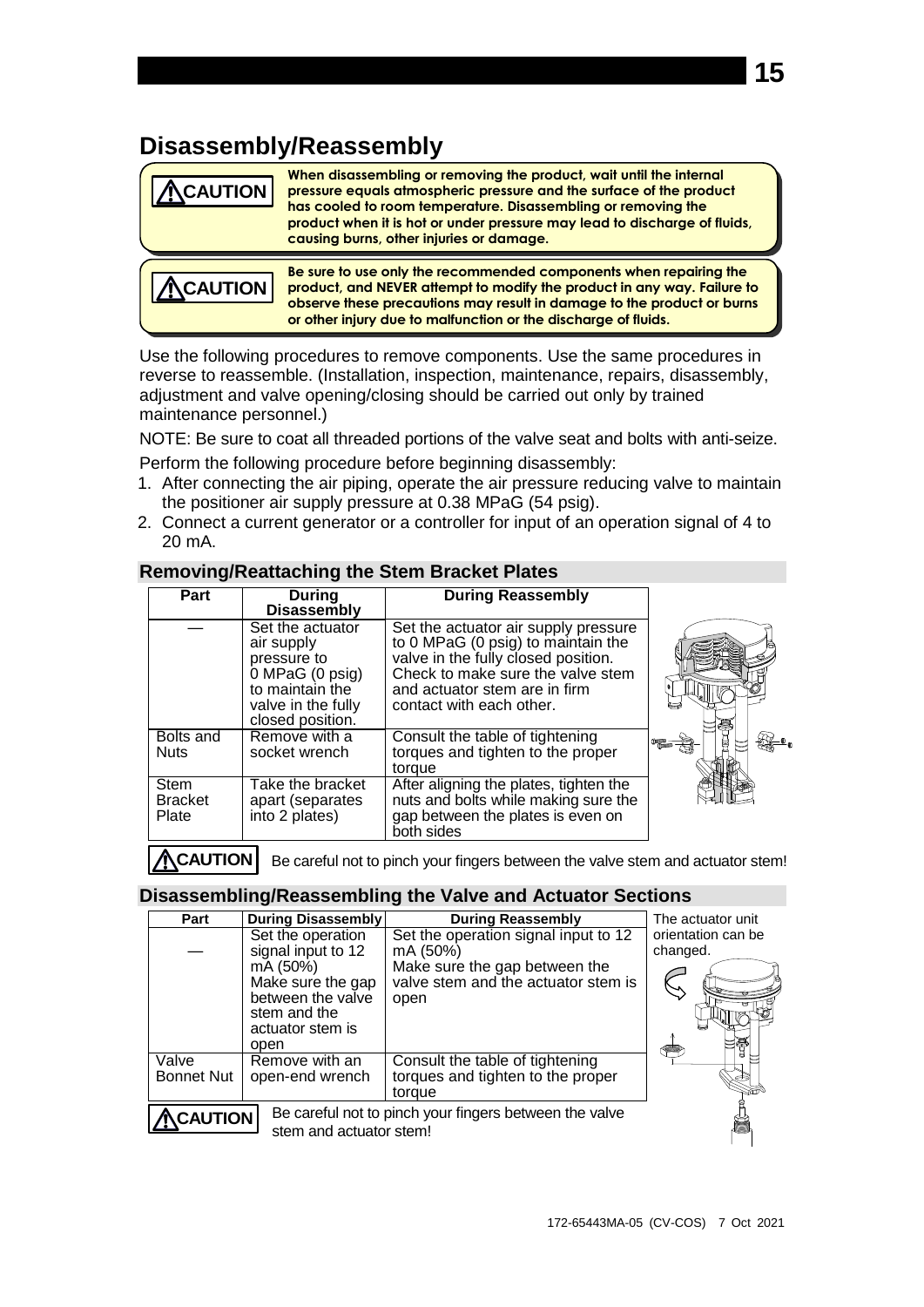# Disassembly/Reassembly

> **⚠CAUTION** **When disassembling or removing the product, wait until the internal pressure equals atmospheric pressure and the surface of the product has cooled to room temperature. Disassembling or removing the product when it is hot or under pressure may lead to discharge of fluids, causing burns, other injuries or damage.**

> **⚠CAUTION** **Be sure to use only the recommended components when repairing the product, and NEVER attempt to modify the product in any way. Failure to observe these precautions may result in damage to the product or burns or other injury due to malfunction or the discharge of fluids.**

Use the following procedures to remove components. Use the same procedures in reverse to reassemble. (Installation, inspection, maintenance, repairs, disassembly, adjustment and valve opening/closing should be carried out only by trained maintenance personnel.)

NOTE: Be sure to coat all threaded portions of the valve seat and bolts with anti-seize.

Perform the following procedure before beginning disassembly:

1. After connecting the air piping, operate the air pressure reducing valve to maintain the positioner air supply pressure at 0.38 MPaG (54 psig).
2. Connect a current generator or a controller for input of an operation signal of 4 to 20 mA.

## Removing/Reattaching the Stem Bracket Plates

| Part | During Disassembly | During Reassembly |
|---|---|---|
| — | Set the actuator air supply pressure to 0 MPaG (0 psig) to maintain the valve in the fully closed position. | Set the actuator air supply pressure to 0 MPaG (0 psig) to maintain the valve in the fully closed position. Check to make sure the valve stem and actuator stem are in firm contact with each other. |
| Bolts and Nuts | Remove with a socket wrench | Consult the table of tightening torques and tighten to the proper torque |
| Stem Bracket Plate | Take the bracket apart (separates into 2 plates) | After aligning the plates, tighten the nuts and bolts while making sure the gap between the plates is even on both sides |

**⚠CAUTION** Be careful not to pinch your fingers between the valve stem and actuator stem!

## Disassembling/Reassembling the Valve and Actuator Sections

| Part | During Disassembly | During Reassembly |
|---|---|---|
| — | Set the operation signal input to 12 mA (50%) Make sure the gap between the valve stem and the actuator stem is open | Set the operation signal input to 12 mA (50%) Make sure the gap between the valve stem and the actuator stem is open |
| Valve Bonnet Nut | Remove with an open-end wrench | Consult the table of tightening torques and tighten to the proper torque |

The actuator unit orientation can be changed.

**⚠CAUTION** Be careful not to pinch your fingers between the valve stem and actuator stem!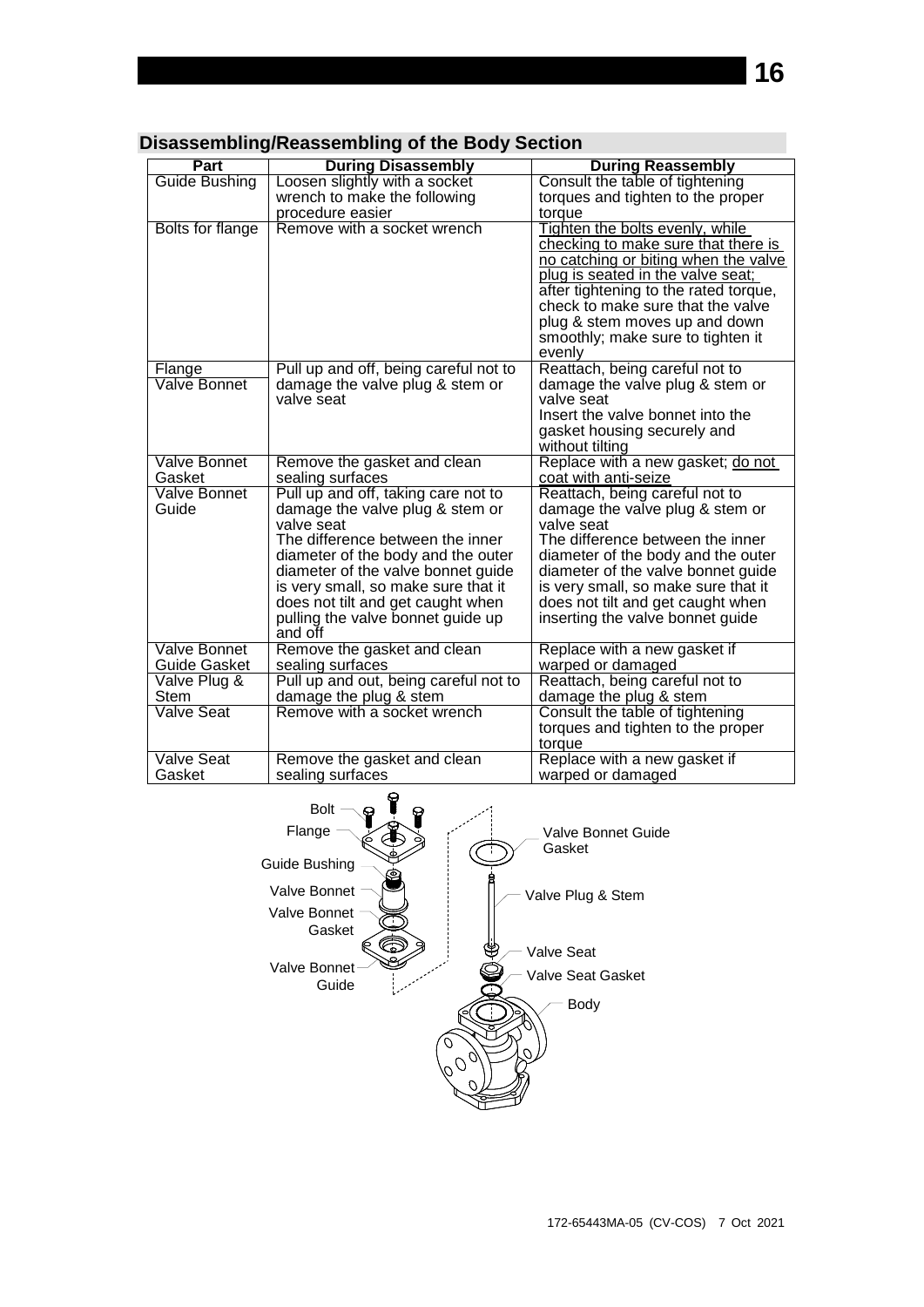## Disassembling/Reassembling of the Body Section

| Part | During Disassembly | During Reassembly |
|---|---|---|
| Guide Bushing | Loosen slightly with a socket wrench to make the following procedure easier | Consult the table of tightening torques and tighten to the proper torque |
| Bolts for flange | Remove with a socket wrench | Tighten the bolts evenly, while checking to make sure that there is no catching or biting when the valve plug is seated in the valve seat; after tightening to the rated torque, check to make sure that the valve plug & stem moves up and down smoothly; make sure to tighten it evenly |
| Flange<br>Valve Bonnet | Pull up and off, being careful not to damage the valve plug & stem or valve seat | Reattach, being careful not to damage the valve plug & stem or valve seat<br>Insert the valve bonnet into the gasket housing securely and without tilting |
| Valve Bonnet Gasket | Remove the gasket and clean sealing surfaces | Replace with a new gasket; do not coat with anti-seize |
| Valve Bonnet Guide | Pull up and off, taking care not to damage the valve plug & stem or valve seat<br>The difference between the inner diameter of the body and the outer diameter of the valve bonnet guide is very small, so make sure that it does not tilt and get caught when pulling the valve bonnet guide up and off | Reattach, being careful not to damage the valve plug & stem or valve seat<br>The difference between the inner diameter of the body and the outer diameter of the valve bonnet guide is very small, so make sure that it does not tilt and get caught when inserting the valve bonnet guide |
| Valve Bonnet Guide Gasket | Remove the gasket and clean sealing surfaces | Replace with a new gasket if warped or damaged |
| Valve Plug & Stem | Pull up and out, being careful not to damage the plug & stem | Reattach, being careful not to damage the plug & stem |
| Valve Seat | Remove with a socket wrench | Consult the table of tightening torques and tighten to the proper torque |
| Valve Seat Gasket | Remove the gasket and clean sealing surfaces | Replace with a new gasket if warped or damaged |

Bolt
Flange
Guide Bushing
Valve Bonnet
Valve Bonnet Gasket
Valve Bonnet Guide
Valve Bonnet Guide Gasket
Valve Plug & Stem
Valve Seat
Valve Seat Gasket
Body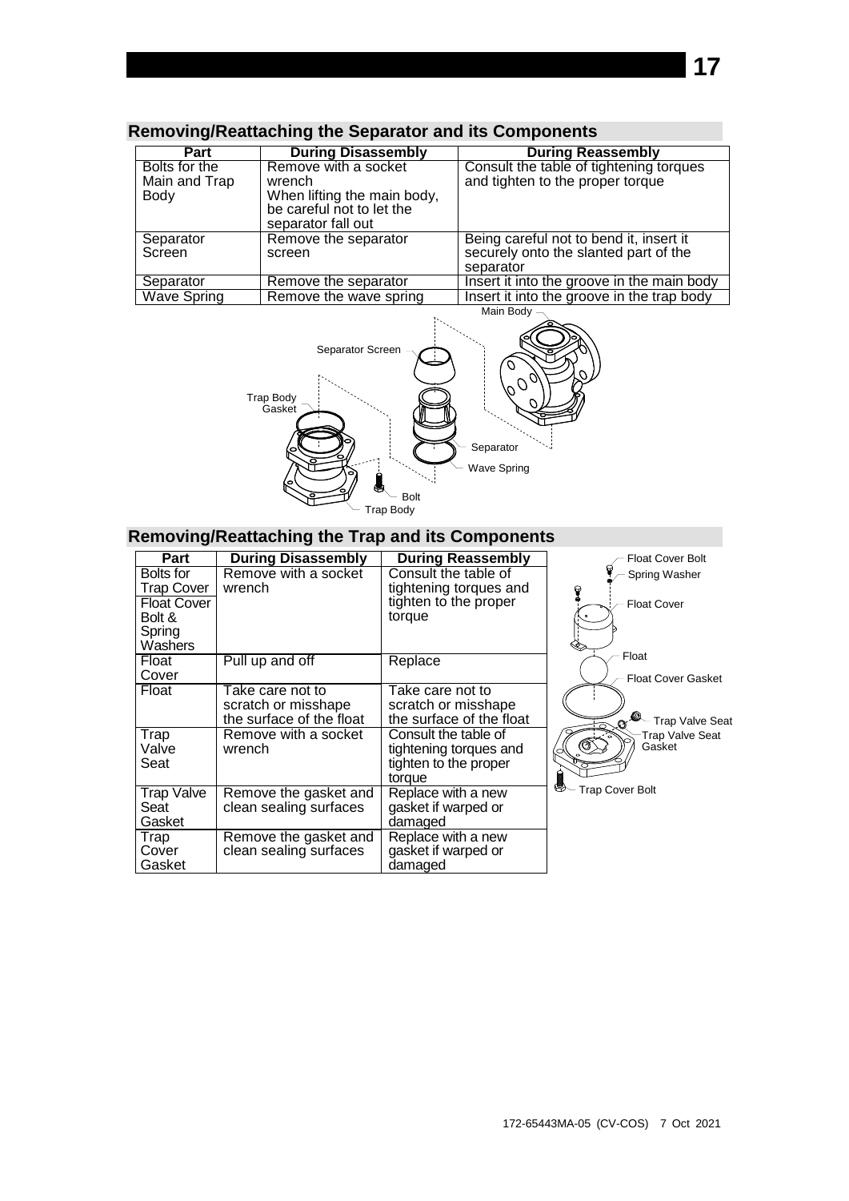## Removing/Reattaching the Separator and its Components

| Part | During Disassembly | During Reassembly |
| --- | --- | --- |
| Bolts for the Main and Trap Body | Remove with a socket wrench<br>When lifting the main body, be careful not to let the separator fall out | Consult the table of tightening torques and tighten to the proper torque |
| Separator Screen | Remove the separator screen | Being careful not to bend it, insert it securely onto the slanted part of the separator |
| Separator | Remove the separator | Insert it into the groove in the main body |
| Wave Spring | Remove the wave spring | Insert it into the groove in the trap body |

## Removing/Reattaching the Trap and its Components

| Part | During Disassembly | During Reassembly |
| --- | --- | --- |
| Bolts for Trap Cover<br>Float Cover Bolt & Spring Washers | Remove with a socket wrench | Consult the table of tightening torques and tighten to the proper torque |
| Float Cover | Pull up and off | Replace |
| Float | Take care not to scratch or misshape the surface of the float | Take care not to scratch or misshape the surface of the float |
| Trap Valve Seat | Remove with a socket wrench | Consult the table of tightening torques and tighten to the proper torque |
| Trap Valve Seat Gasket | Remove the gasket and clean sealing surfaces | Replace with a new gasket if warped or damaged |
| Trap Cover Gasket | Remove the gasket and clean sealing surfaces | Replace with a new gasket if warped or damaged |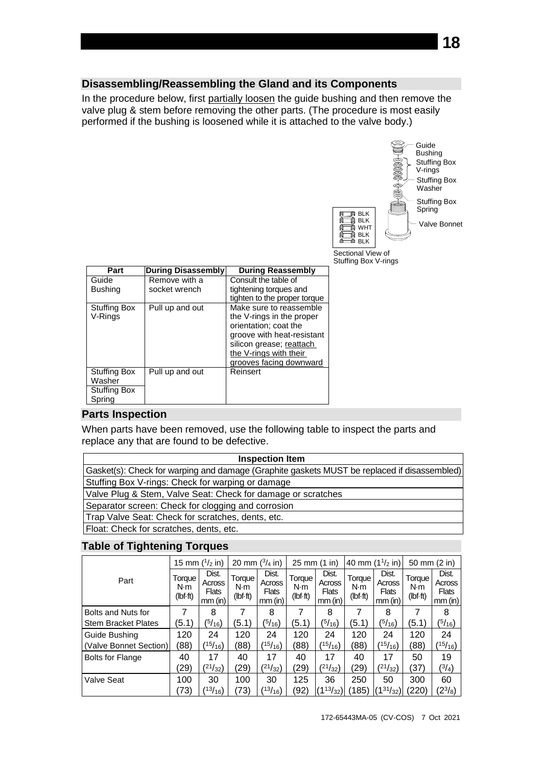## Disassembling/Reassembling the Gland and its Components

In the procedure below, first partially loosen the guide bushing and then remove the valve plug & stem before removing the other parts. (The procedure is most easily performed if the bushing is loosened while it is attached to the valve body.)

Guide Bushing
Stuffing Box V-rings
Stuffing Box Washer
Stuffing Box Spring
Valve Bonnet

BLK
BLK
WHT
BLK
BLK

Sectional View of Stuffing Box V-rings

| Part | During Disassembly | During Reassembly |
|---|---|---|
| Guide Bushing | Remove with a socket wrench | Consult the table of tightening torques and tighten to the proper torque |
| Stuffing Box V-Rings | Pull up and out | Make sure to reassemble the V-rings in the proper orientation; coat the groove with heat-resistant silicon grease; reattach the V-rings with their grooves facing downward |
| Stuffing Box Washer<br>Stuffing Box Spring | Pull up and out | Reinsert |

## Parts Inspection

When parts have been removed, use the following table to inspect the parts and replace any that are found to be defective.

| Inspection Item |
|---|
| Gasket(s): Check for warping and damage (Graphite gaskets MUST be replaced if disassembled) |
| Stuffing Box V-rings: Check for warping or damage |
| Valve Plug & Stem, Valve Seat: Check for damage or scratches |
| Separator screen: Check for clogging and corrosion |
| Trap Valve Seat: Check for scratches, dents, etc. |
| Float: Check for scratches, dents, etc. |

## Table of Tightening Torques

| Part | 15 mm (1/2 in) | | 20 mm (3/4 in) | | 25 mm (1 in) | | 40 mm (1 1/2 in) | | 50 mm (2 in) | |
|---|---|---|---|---|---|---|---|---|---|---|
| | Torque N·m (lbf·ft) | Dist. Across Flats mm (in) | Torque N·m (lbf·ft) | Dist. Across Flats mm (in) | Torque N·m (lbf·ft) | Dist. Across Flats mm (in) | Torque N·m (lbf·ft) | Dist. Across Flats mm (in) | Torque N·m (lbf·ft) | Dist. Across Flats mm (in) |
| Bolts and Nuts for Stem Bracket Plates | 7 (5.1) | 8 (5/16) | 7 (5.1) | 8 (5/16) | 7 (5.1) | 8 (5/16) | 7 (5.1) | 8 (5/16) | 7 (5.1) | 8 (5/16) |
| Guide Bushing (Valve Bonnet Section) | 120 (88) | 24 (15/16) | 120 (88) | 24 (15/16) | 120 (88) | 24 (15/16) | 120 (88) | 24 (15/16) | 120 (88) | 24 (15/16) |
| Bolts for Flange | 40 (29) | 17 (21/32) | 40 (29) | 17 (21/32) | 40 (29) | 17 (21/32) | 40 (29) | 17 (21/32) | 50 (37) | 19 (3/4) |
| Valve Seat | 100 (73) | 30 (13/16) | 100 (73) | 30 (13/16) | 125 (92) | 36 (1 13/32) | 250 (185) | 50 (1 31/32) | 300 (220) | 60 (2 3/8) |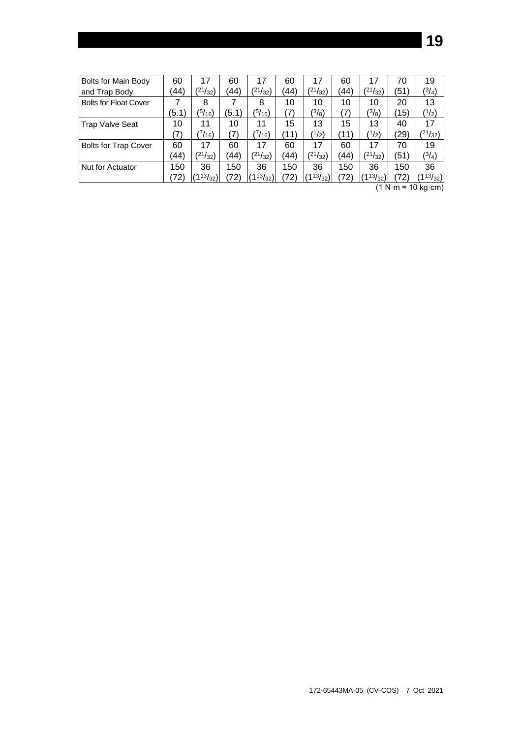| Bolts for Main Body and Trap Body | 60 (44) | 17 ($^{21}/_{32}$) | 60 (44) | 17 ($^{21}/_{32}$) | 60 (44) | 17 ($^{21}/_{32}$) | 60 (44) | 17 ($^{21}/_{32}$) | 70 (51) | 19 ($^{3}/_{4}$) |
|---|---|---|---|---|---|---|---|---|---|---|
| Bolts for Float Cover | 7 (5.1) | 8 ($^{5}/_{16}$) | 7 (5.1) | 8 ($^{5}/_{16}$) | 10 (7) | 10 ($^{3}/_{8}$) | 10 (7) | 10 ($^{3}/_{8}$) | 20 (15) | 13 ($^{1}/_{2}$) |
| Trap Valve Seat | 10 (7) | 11 ($^{7}/_{16}$) | 10 (7) | 11 ($^{7}/_{16}$) | 15 (11) | 13 ($^{1}/_{2}$) | 15 (11) | 13 ($^{1}/_{2}$) | 40 (29) | 17 ($^{21}/_{32}$) |
| Bolts for Trap Cover | 60 (44) | 17 ($^{21}/_{32}$) | 60 (44) | 17 ($^{21}/_{32}$) | 60 (44) | 17 ($^{21}/_{32}$) | 60 (44) | 17 ($^{21}/_{32}$) | 70 (51) | 19 ($^{3}/_{4}$) |
| Nut for Actuator | 150 (72) | 36 ($1^{13}/_{32}$) | 150 (72) | 36 ($1^{13}/_{32}$) | 150 (72) | 36 ($1^{13}/_{32}$) | 150 (72) | 36 ($1^{13}/_{32}$) | 150 (72) | 36 ($1^{13}/_{32}$) |

(1 N·m ≈ 10 kg·cm)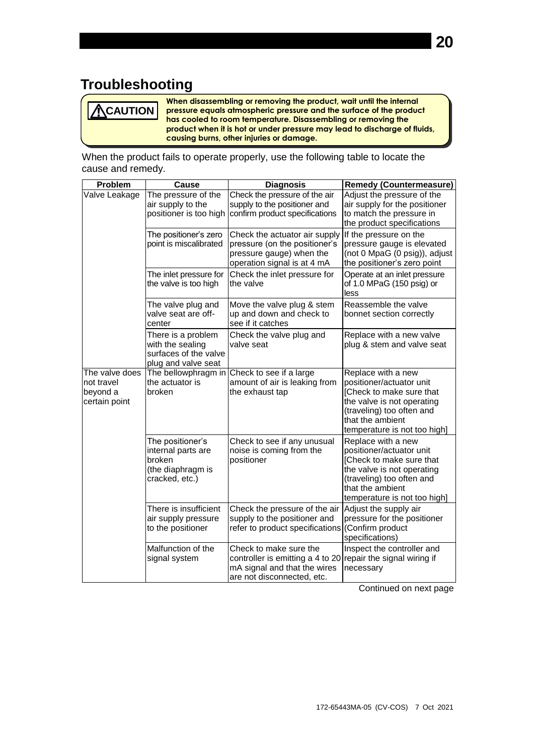# Troubleshooting

> **⚠CAUTION** **When disassembling or removing the product, wait until the internal pressure equals atmospheric pressure and the surface of the product has cooled to room temperature. Disassembling or removing the product when it is hot or under pressure may lead to discharge of fluids, causing burns, other injuries or damage.**

When the product fails to operate properly, use the following table to locate the cause and remedy.

| Problem | Cause | Diagnosis | Remedy (Countermeasure) |
|---|---|---|---|
| Valve Leakage | The pressure of the air supply to the positioner is too high | Check the pressure of the air supply to the positioner and confirm product specifications | Adjust the pressure of the air supply for the positioner to match the pressure in the product specifications |
| | The positioner's zero point is miscalibrated | Check the actuator air supply pressure (on the positioner's pressure gauge) when the operation signal is at 4 mA | If the pressure on the pressure gauge is elevated (not 0 MpaG (0 psig)), adjust the positioner's zero point |
| | The inlet pressure for the valve is too high | Check the inlet pressure for the valve | Operate at an inlet pressure of 1.0 MPaG (150 psig) or less |
| | The valve plug and valve seat are off-center | Move the valve plug & stem up and down and check to see if it catches | Reassemble the valve bonnet section correctly |
| | There is a problem with the sealing surfaces of the valve plug and valve seat | Check the valve plug and valve seat | Replace with a new valve plug & stem and valve seat |
| The valve does not travel beyond a certain point | The bellowphragm in the actuator is broken | Check to see if a large amount of air is leaking from the exhaust tap | Replace with a new positioner/actuator unit [Check to make sure that the valve is not operating (traveling) too often and that the ambient temperature is not too high] |
| | The positioner's internal parts are broken (the diaphragm is cracked, etc.) | Check to see if any unusual noise is coming from the positioner | Replace with a new positioner/actuator unit [Check to make sure that the valve is not operating (traveling) too often and that the ambient temperature is not too high] |
| | There is insufficient air supply pressure to the positioner | Check the pressure of the air supply to the positioner and refer to product specifications | Adjust the supply air pressure for the positioner (Confirm product specifications) |
| | Malfunction of the signal system | Check to make sure the controller is emitting a 4 to 20 mA signal and that the wires are not disconnected, etc. | Inspect the controller and repair the signal wiring if necessary |

Continued on next page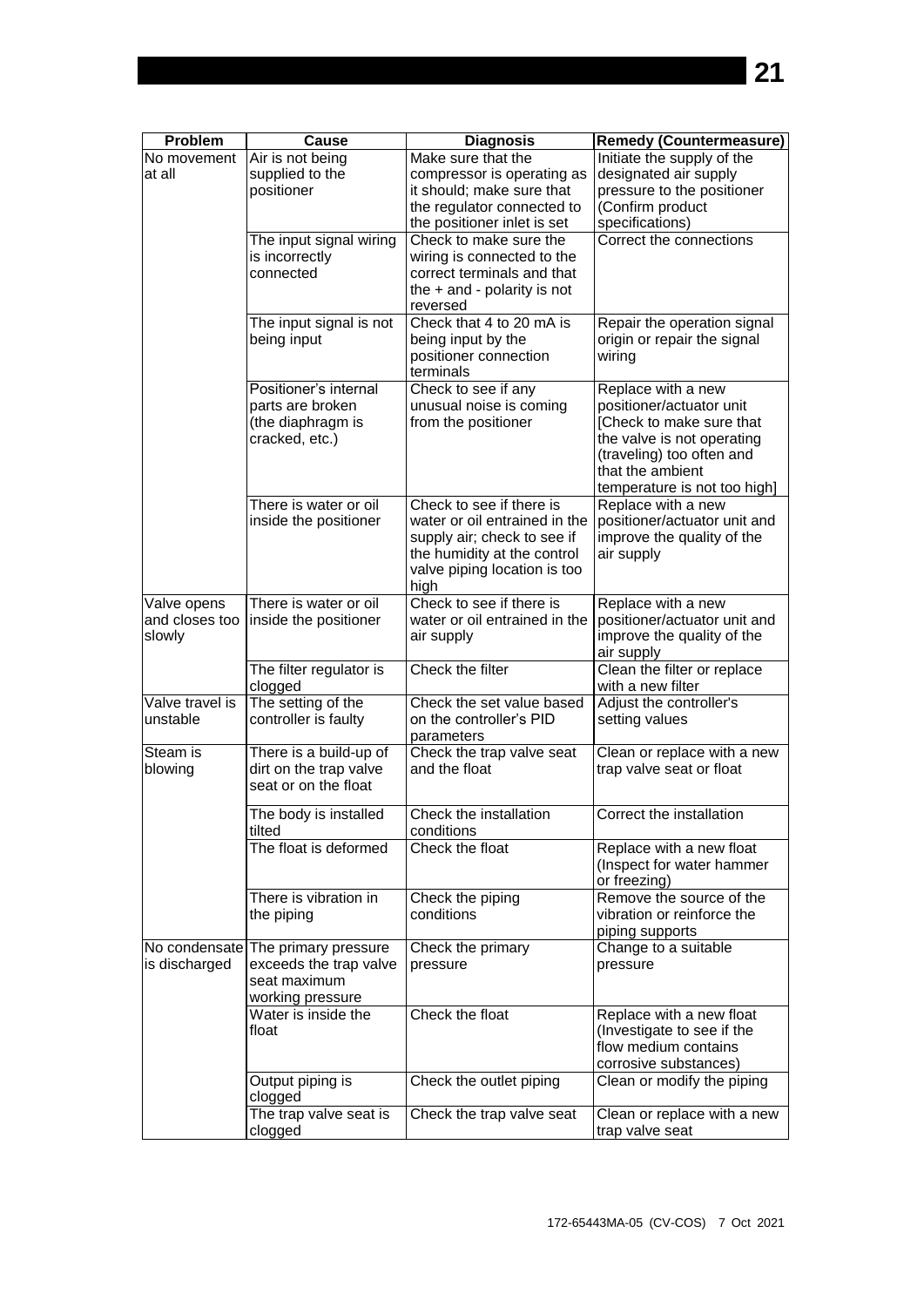| Problem | Cause | Diagnosis | Remedy (Countermeasure) |
| --- | --- | --- | --- |
| No movement at all | Air is not being supplied to the positioner | Make sure that the compressor is operating as it should; make sure that the regulator connected to the positioner inlet is set | Initiate the supply of the designated air supply pressure to the positioner (Confirm product specifications) |
| | The input signal wiring is incorrectly connected | Check to make sure the wiring is connected to the correct terminals and that the + and - polarity is not reversed | Correct the connections |
| | The input signal is not being input | Check that 4 to 20 mA is being input by the positioner connection terminals | Repair the operation signal origin or repair the signal wiring |
| | Positioner's internal parts are broken (the diaphragm is cracked, etc.) | Check to see if any unusual noise is coming from the positioner | Replace with a new positioner/actuator unit [Check to make sure that the valve is not operating (traveling) too often and that the ambient temperature is not too high] |
| | There is water or oil inside the positioner | Check to see if there is water or oil entrained in the supply air; check to see if the humidity at the control valve piping location is too high | Replace with a new positioner/actuator unit and improve the quality of the air supply |
| Valve opens and closes too slowly | There is water or oil inside the positioner | Check to see if there is water or oil entrained in the air supply | Replace with a new positioner/actuator unit and improve the quality of the air supply |
| | The filter regulator is clogged | Check the filter | Clean the filter or replace with a new filter |
| Valve travel is unstable | The setting of the controller is faulty | Check the set value based on the controller's PID parameters | Adjust the controller's setting values |
| Steam is blowing | There is a build-up of dirt on the trap valve seat or on the float | Check the trap valve seat and the float | Clean or replace with a new trap valve seat or float |
| | The body is installed tilted | Check the installation conditions | Correct the installation |
| | The float is deformed | Check the float | Replace with a new float (Inspect for water hammer or freezing) |
| | There is vibration in the piping | Check the piping conditions | Remove the source of the vibration or reinforce the piping supports |
| No condensate is discharged | The primary pressure exceeds the trap valve seat maximum working pressure | Check the primary pressure | Change to a suitable pressure |
| | Water is inside the float | Check the float | Replace with a new float (Investigate to see if the flow medium contains corrosive substances) |
| | Output piping is clogged | Check the outlet piping | Clean or modify the piping |
| | The trap valve seat is clogged | Check the trap valve seat | Clean or replace with a new trap valve seat |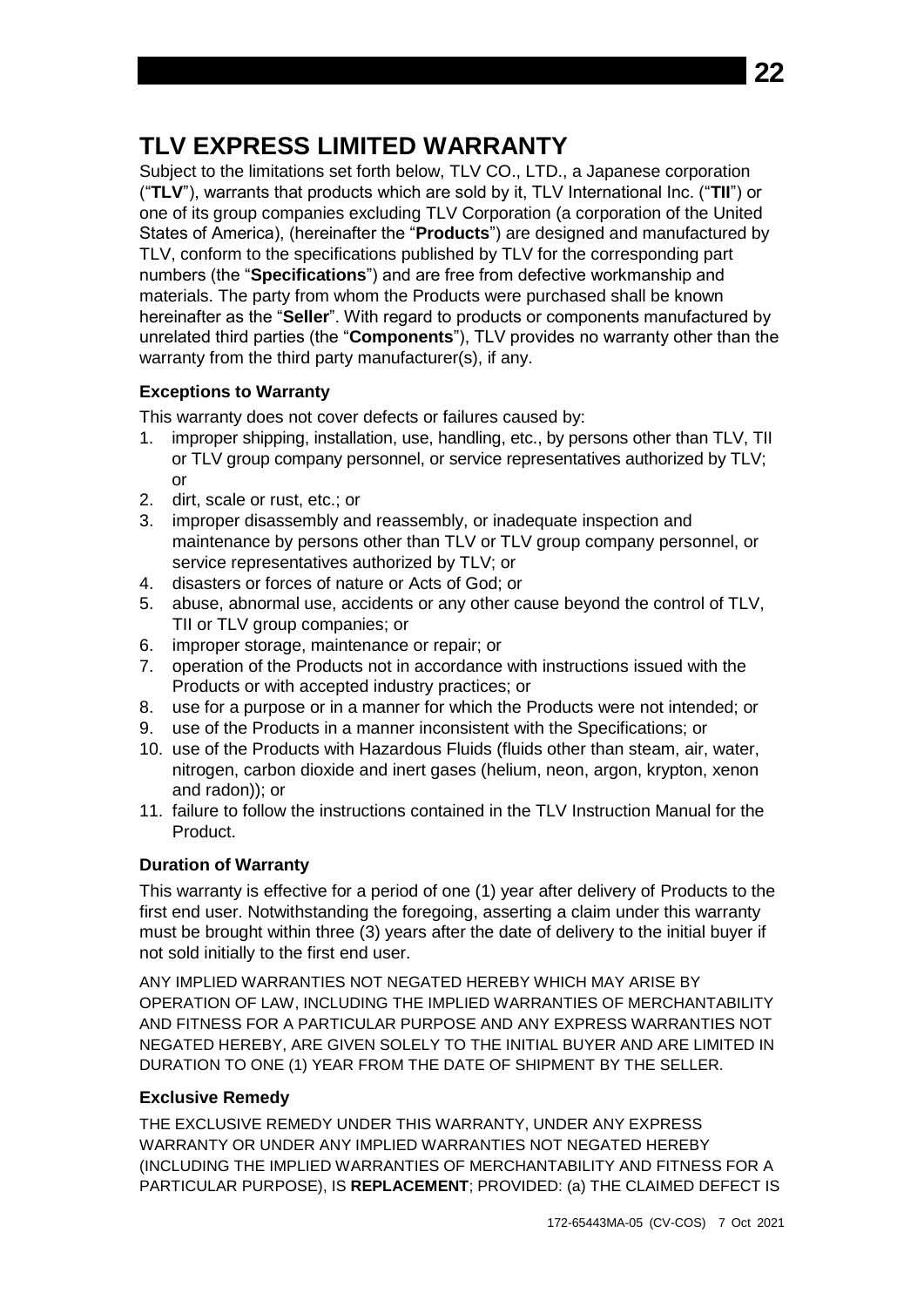# TLV EXPRESS LIMITED WARRANTY

Subject to the limitations set forth below, TLV CO., LTD., a Japanese corporation ("**TLV**"), warrants that products which are sold by it, TLV International Inc. ("**TII**") or one of its group companies excluding TLV Corporation (a corporation of the United States of America), (hereinafter the "**Products**") are designed and manufactured by TLV, conform to the specifications published by TLV for the corresponding part numbers (the "**Specifications**") and are free from defective workmanship and materials. The party from whom the Products were purchased shall be known hereinafter as the "**Seller**". With regard to products or components manufactured by unrelated third parties (the "**Components**"), TLV provides no warranty other than the warranty from the third party manufacturer(s), if any.

### Exceptions to Warranty

This warranty does not cover defects or failures caused by:

1. improper shipping, installation, use, handling, etc., by persons other than TLV, TII or TLV group company personnel, or service representatives authorized by TLV; or
2. dirt, scale or rust, etc.; or
3. improper disassembly and reassembly, or inadequate inspection and maintenance by persons other than TLV or TLV group company personnel, or service representatives authorized by TLV; or
4. disasters or forces of nature or Acts of God; or
5. abuse, abnormal use, accidents or any other cause beyond the control of TLV, TII or TLV group companies; or
6. improper storage, maintenance or repair; or
7. operation of the Products not in accordance with instructions issued with the Products or with accepted industry practices; or
8. use for a purpose or in a manner for which the Products were not intended; or
9. use of the Products in a manner inconsistent with the Specifications; or
10. use of the Products with Hazardous Fluids (fluids other than steam, air, water, nitrogen, carbon dioxide and inert gases (helium, neon, argon, krypton, xenon and radon)); or
11. failure to follow the instructions contained in the TLV Instruction Manual for the Product.

### Duration of Warranty

This warranty is effective for a period of one (1) year after delivery of Products to the first end user. Notwithstanding the foregoing, asserting a claim under this warranty must be brought within three (3) years after the date of delivery to the initial buyer if not sold initially to the first end user.

ANY IMPLIED WARRANTIES NOT NEGATED HEREBY WHICH MAY ARISE BY OPERATION OF LAW, INCLUDING THE IMPLIED WARRANTIES OF MERCHANTABILITY AND FITNESS FOR A PARTICULAR PURPOSE AND ANY EXPRESS WARRANTIES NOT NEGATED HEREBY, ARE GIVEN SOLELY TO THE INITIAL BUYER AND ARE LIMITED IN DURATION TO ONE (1) YEAR FROM THE DATE OF SHIPMENT BY THE SELLER.

### Exclusive Remedy

THE EXCLUSIVE REMEDY UNDER THIS WARRANTY, UNDER ANY EXPRESS WARRANTY OR UNDER ANY IMPLIED WARRANTIES NOT NEGATED HEREBY (INCLUDING THE IMPLIED WARRANTIES OF MERCHANTABILITY AND FITNESS FOR A PARTICULAR PURPOSE), IS **REPLACEMENT**; PROVIDED: (a) THE CLAIMED DEFECT IS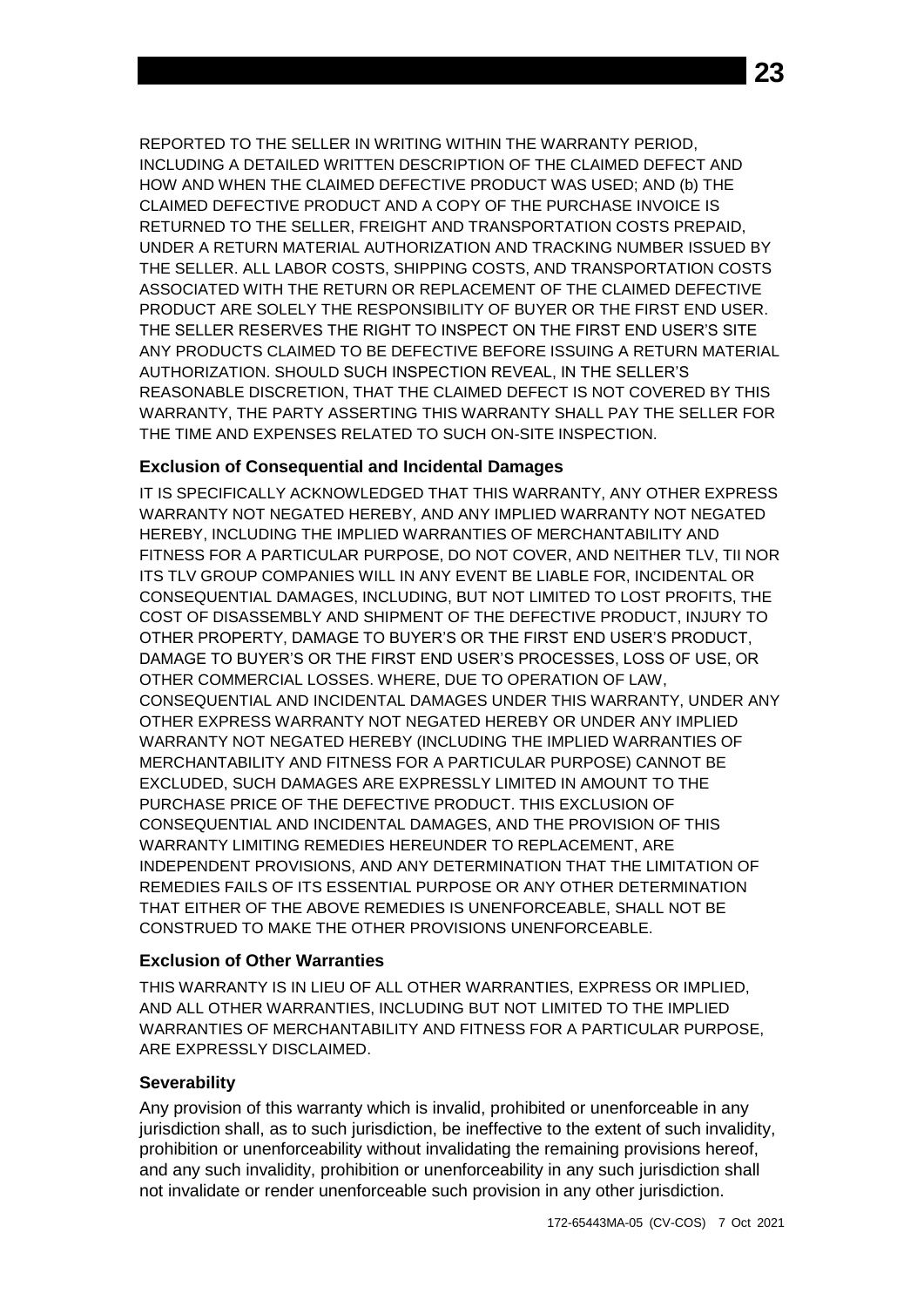REPORTED TO THE SELLER IN WRITING WITHIN THE WARRANTY PERIOD, INCLUDING A DETAILED WRITTEN DESCRIPTION OF THE CLAIMED DEFECT AND HOW AND WHEN THE CLAIMED DEFECTIVE PRODUCT WAS USED; AND (b) THE CLAIMED DEFECTIVE PRODUCT AND A COPY OF THE PURCHASE INVOICE IS RETURNED TO THE SELLER, FREIGHT AND TRANSPORTATION COSTS PREPAID, UNDER A RETURN MATERIAL AUTHORIZATION AND TRACKING NUMBER ISSUED BY THE SELLER. ALL LABOR COSTS, SHIPPING COSTS, AND TRANSPORTATION COSTS ASSOCIATED WITH THE RETURN OR REPLACEMENT OF THE CLAIMED DEFECTIVE PRODUCT ARE SOLELY THE RESPONSIBILITY OF BUYER OR THE FIRST END USER. THE SELLER RESERVES THE RIGHT TO INSPECT ON THE FIRST END USER'S SITE ANY PRODUCTS CLAIMED TO BE DEFECTIVE BEFORE ISSUING A RETURN MATERIAL AUTHORIZATION. SHOULD SUCH INSPECTION REVEAL, IN THE SELLER'S REASONABLE DISCRETION, THAT THE CLAIMED DEFECT IS NOT COVERED BY THIS WARRANTY, THE PARTY ASSERTING THIS WARRANTY SHALL PAY THE SELLER FOR THE TIME AND EXPENSES RELATED TO SUCH ON-SITE INSPECTION.

### Exclusion of Consequential and Incidental Damages

IT IS SPECIFICALLY ACKNOWLEDGED THAT THIS WARRANTY, ANY OTHER EXPRESS WARRANTY NOT NEGATED HEREBY, AND ANY IMPLIED WARRANTY NOT NEGATED HEREBY, INCLUDING THE IMPLIED WARRANTIES OF MERCHANTABILITY AND FITNESS FOR A PARTICULAR PURPOSE, DO NOT COVER, AND NEITHER TLV, TII NOR ITS TLV GROUP COMPANIES WILL IN ANY EVENT BE LIABLE FOR, INCIDENTAL OR CONSEQUENTIAL DAMAGES, INCLUDING, BUT NOT LIMITED TO LOST PROFITS, THE COST OF DISASSEMBLY AND SHIPMENT OF THE DEFECTIVE PRODUCT, INJURY TO OTHER PROPERTY, DAMAGE TO BUYER'S OR THE FIRST END USER'S PRODUCT, DAMAGE TO BUYER'S OR THE FIRST END USER'S PROCESSES, LOSS OF USE, OR OTHER COMMERCIAL LOSSES. WHERE, DUE TO OPERATION OF LAW, CONSEQUENTIAL AND INCIDENTAL DAMAGES UNDER THIS WARRANTY, UNDER ANY OTHER EXPRESS WARRANTY NOT NEGATED HEREBY OR UNDER ANY IMPLIED WARRANTY NOT NEGATED HEREBY (INCLUDING THE IMPLIED WARRANTIES OF MERCHANTABILITY AND FITNESS FOR A PARTICULAR PURPOSE) CANNOT BE EXCLUDED, SUCH DAMAGES ARE EXPRESSLY LIMITED IN AMOUNT TO THE PURCHASE PRICE OF THE DEFECTIVE PRODUCT. THIS EXCLUSION OF CONSEQUENTIAL AND INCIDENTAL DAMAGES, AND THE PROVISION OF THIS WARRANTY LIMITING REMEDIES HEREUNDER TO REPLACEMENT, ARE INDEPENDENT PROVISIONS, AND ANY DETERMINATION THAT THE LIMITATION OF REMEDIES FAILS OF ITS ESSENTIAL PURPOSE OR ANY OTHER DETERMINATION THAT EITHER OF THE ABOVE REMEDIES IS UNENFORCEABLE, SHALL NOT BE CONSTRUED TO MAKE THE OTHER PROVISIONS UNENFORCEABLE.

### Exclusion of Other Warranties

THIS WARRANTY IS IN LIEU OF ALL OTHER WARRANTIES, EXPRESS OR IMPLIED, AND ALL OTHER WARRANTIES, INCLUDING BUT NOT LIMITED TO THE IMPLIED WARRANTIES OF MERCHANTABILITY AND FITNESS FOR A PARTICULAR PURPOSE, ARE EXPRESSLY DISCLAIMED.

### Severability

Any provision of this warranty which is invalid, prohibited or unenforceable in any jurisdiction shall, as to such jurisdiction, be ineffective to the extent of such invalidity, prohibition or unenforceability without invalidating the remaining provisions hereof, and any such invalidity, prohibition or unenforceability in any such jurisdiction shall not invalidate or render unenforceable such provision in any other jurisdiction.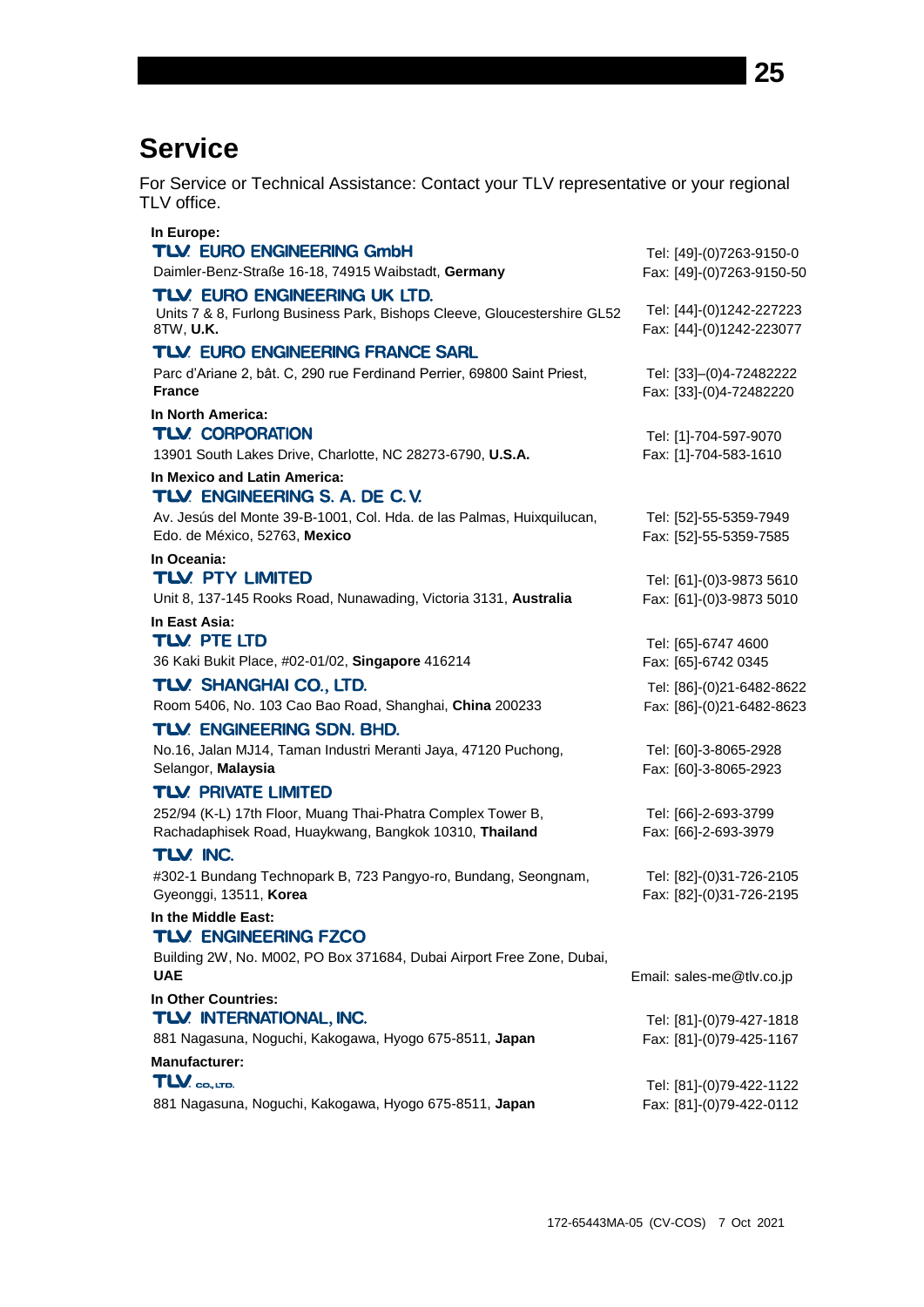# Service

For Service or Technical Assistance: Contact your TLV representative or your regional TLV office.

**In Europe:**

**TLV. EURO ENGINEERING GmbH**
Daimler-Benz-Straße 16-18, 74915 Waibstadt, **Germany**
Tel: [49]-(0)7263-9150-0
Fax: [49]-(0)7263-9150-50

**TLV. EURO ENGINEERING UK LTD.**
Units 7 & 8, Furlong Business Park, Bishops Cleeve, Gloucestershire GL52 8TW, **U.K.**
Tel: [44]-(0)1242-227223
Fax: [44]-(0)1242-223077

**TLV. EURO ENGINEERING FRANCE SARL**
Parc d'Ariane 2, bât. C, 290 rue Ferdinand Perrier, 69800 Saint Priest, **France**
Tel: [33]–(0)4-72482222
Fax: [33]-(0)4-72482220

**In North America:**

**TLV. CORPORATION**
13901 South Lakes Drive, Charlotte, NC 28273-6790, **U.S.A.**
Tel: [1]-704-597-9070
Fax: [1]-704-583-1610

**In Mexico and Latin America:**

**TLV. ENGINEERING S. A. DE C. V.**
Av. Jesús del Monte 39-B-1001, Col. Hda. de las Palmas, Huixquilucan, Edo. de México, 52763, **Mexico**
Tel: [52]-55-5359-7949
Fax: [52]-55-5359-7585

**In Oceania:**

**TLV. PTY LIMITED**
Unit 8, 137-145 Rooks Road, Nunawading, Victoria 3131, **Australia**
Tel: [61]-(0)3-9873 5610
Fax: [61]-(0)3-9873 5010

**In East Asia:**

**TLV. PTE LTD**
36 Kaki Bukit Place, #02-01/02, **Singapore** 416214
Tel: [65]-6747 4600
Fax: [65]-6742 0345

**TLV. SHANGHAI CO., LTD.**
Room 5406, No. 103 Cao Bao Road, Shanghai, **China** 200233
Tel: [86]-(0)21-6482-8622
Fax: [86]-(0)21-6482-8623

**TLV. ENGINEERING SDN. BHD.**
No.16, Jalan MJ14, Taman Industri Meranti Jaya, 47120 Puchong, Selangor, **Malaysia**
Tel: [60]-3-8065-2928
Fax: [60]-3-8065-2923

**TLV. PRIVATE LIMITED**
252/94 (K-L) 17th Floor, Muang Thai-Phatra Complex Tower B, Rachadaphisek Road, Huaykwang, Bangkok 10310, **Thailand**
Tel: [66]-2-693-3799
Fax: [66]-2-693-3979

**TLV. INC.**
#302-1 Bundang Technopark B, 723 Pangyo-ro, Bundang, Seongnam, Gyeonggi, 13511, **Korea**
Tel: [82]-(0)31-726-2105
Fax: [82]-(0)31-726-2195

**In the Middle East:**

**TLV. ENGINEERING FZCO**
Building 2W, No. M002, PO Box 371684, Dubai Airport Free Zone, Dubai, **UAE**
Email: sales-me@tlv.co.jp

**In Other Countries:**

**TLV. INTERNATIONAL, INC.**
881 Nagasuna, Noguchi, Kakogawa, Hyogo 675-8511, **Japan**
Tel: [81]-(0)79-427-1818
Fax: [81]-(0)79-425-1167

**Manufacturer:**

**TLV. CO., LTD.**
881 Nagasuna, Noguchi, Kakogawa, Hyogo 675-8511, **Japan**
Tel: [81]-(0)79-422-1122
Fax: [81]-(0)79-422-0112

172-65443MA-05 (CV-COS) 7 Oct 2021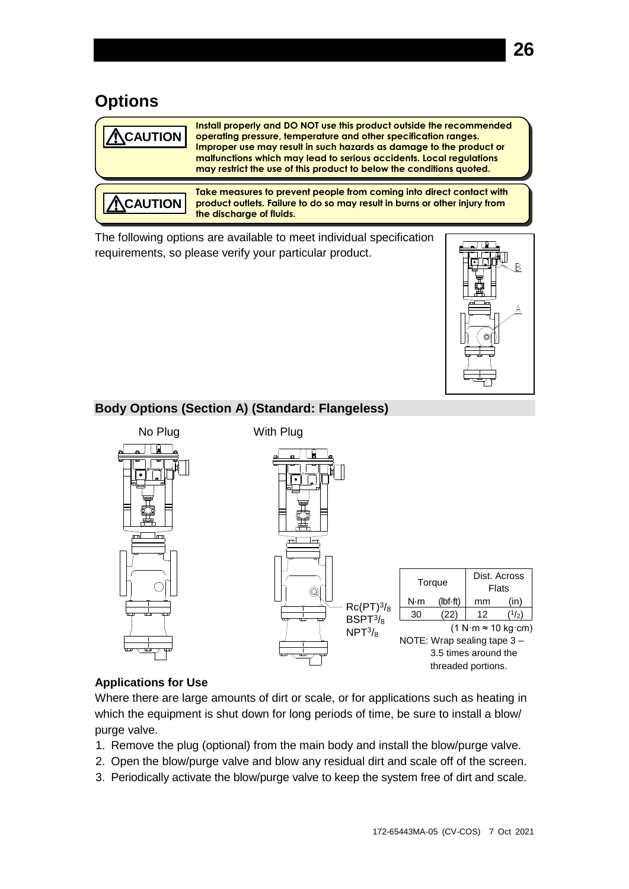## Options

**⚠CAUTION** **Install properly and DO NOT use this product outside the recommended operating pressure, temperature and other specification ranges. Improper use may result in such hazards as damage to the product or malfunctions which may lead to serious accidents. Local regulations may restrict the use of this product to below the conditions quoted.**

**⚠CAUTION** **Take measures to prevent people from coming into direct contact with product outlets. Failure to do so may result in burns or other injury from the discharge of fluids.**

The following options are available to meet individual specification requirements, so please verify your particular product.

B

A

### Body Options (Section A) (Standard: Flangeless)

No Plug

With Plug

Rc(PT)3/8
BSPT3/8
NPT3/8

| Torque | | Dist. Across Flats | |
|---|---|---|---|
| N·m | (lbf·ft) | mm | (in) |
| 30 | (22) | 12 | (1/2) |

(1 N·m ≈ 10 kg·cm)

NOTE: Wrap sealing tape 3 – 3.5 times around the threaded portions.

**Applications for Use**

Where there are large amounts of dirt or scale, or for applications such as heating in which the equipment is shut down for long periods of time, be sure to install a blow/purge valve.

1. Remove the plug (optional) from the main body and install the blow/purge valve.
2. Open the blow/purge valve and blow any residual dirt and scale off of the screen.
3. Periodically activate the blow/purge valve to keep the system free of dirt and scale.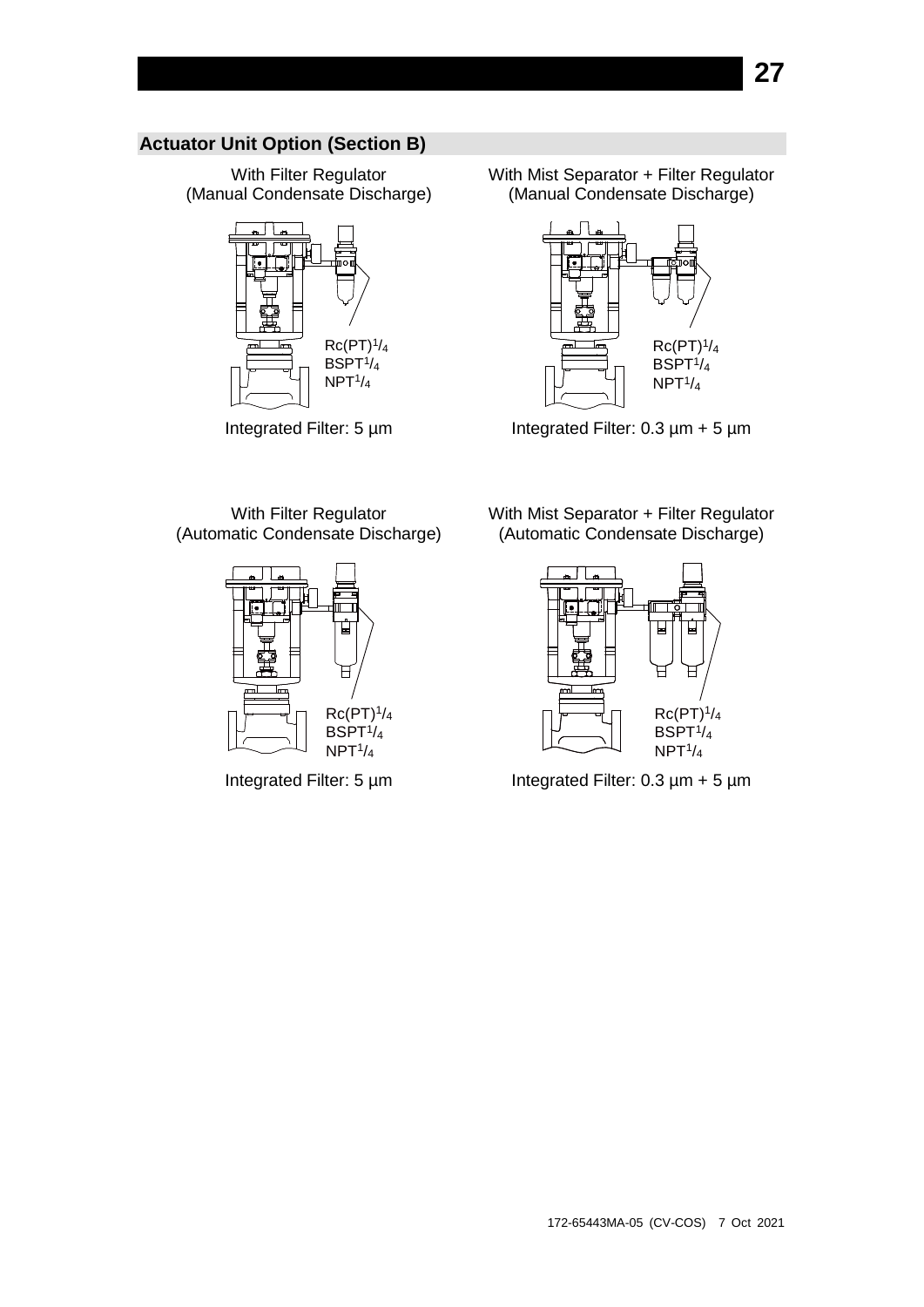## Actuator Unit Option (Section B)

With Filter Regulator
(Manual Condensate Discharge)

$Rc(PT)^1/_4$
$BSPT^1/_4$
$NPT^1/_4$

Integrated Filter: 5 µm

With Mist Separator + Filter Regulator
(Manual Condensate Discharge)

$Rc(PT)^1/_4$
$BSPT^1/_4$
$NPT^1/_4$

Integrated Filter: 0.3 µm + 5 µm

With Filter Regulator
(Automatic Condensate Discharge)

$Rc(PT)^1/_4$
$BSPT^1/_4$
$NPT^1/_4$

Integrated Filter: 5 µm

With Mist Separator + Filter Regulator
(Automatic Condensate Discharge)

$Rc(PT)^1/_4$
$BSPT^1/_4$
$NPT^1/_4$

Integrated Filter: 0.3 µm + 5 µm

172-65443MA-05 (CV-COS) 7 Oct 2021